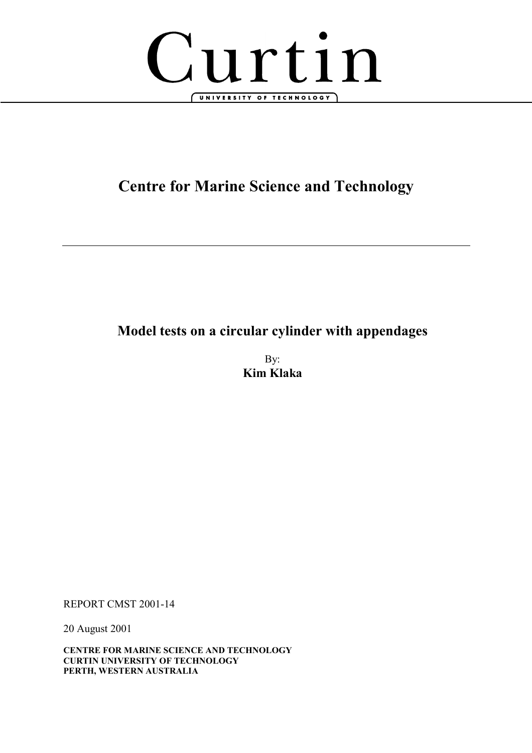Curtin

UNIVERSITY OF TECHNOLOGY

# Centre for Marine Science and Technology

## Model tests on a circular cylinder with appendages

By:
**Kim Klaka**

REPORT CMST 2001-14

20 August 2001

**CENTRE FOR MARINE SCIENCE AND TECHNOLOGY**
**CURTIN UNIVERSITY OF TECHNOLOGY**
**PERTH, WESTERN AUSTRALIA**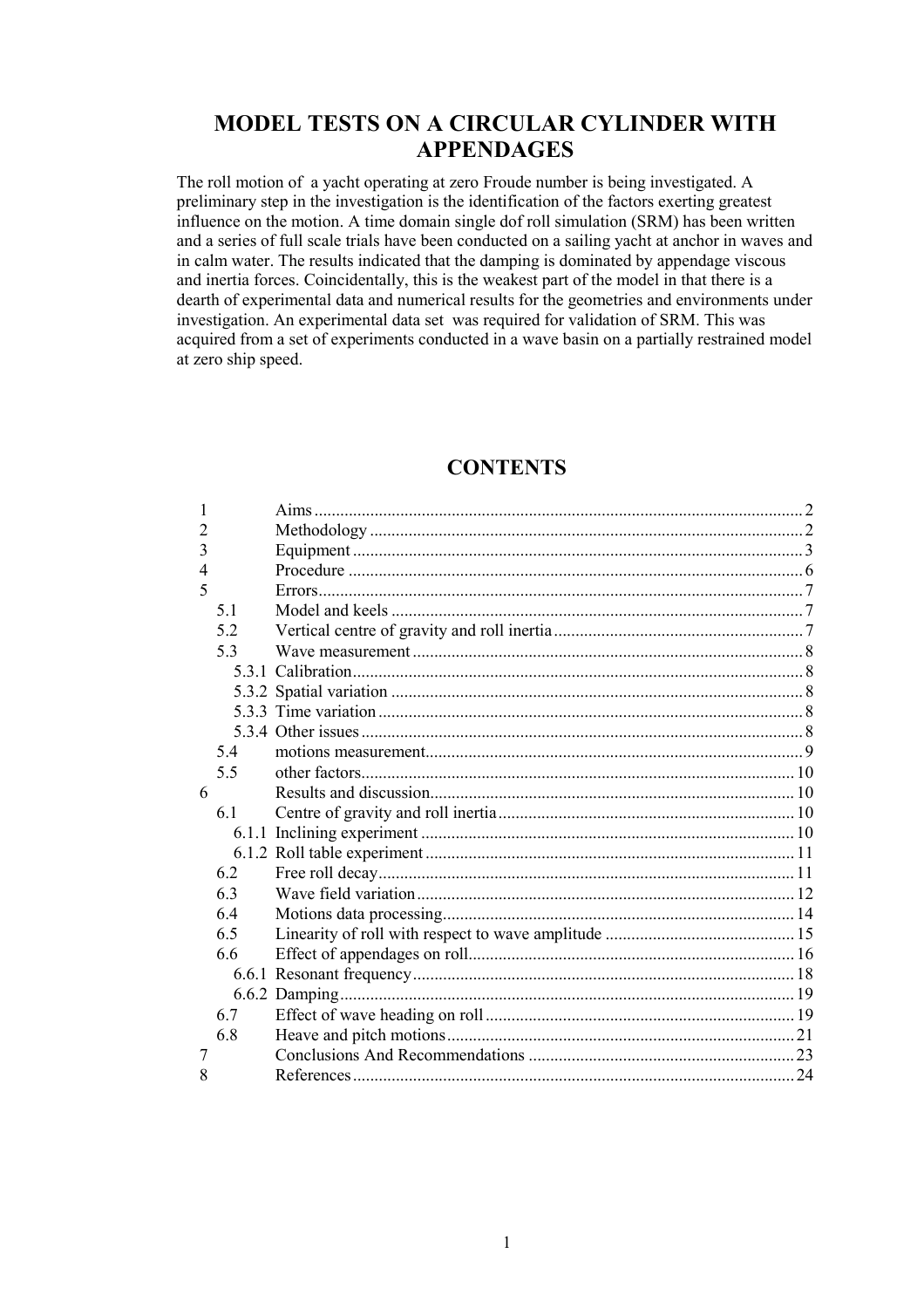# MODEL TESTS ON A CIRCULAR CYLINDER WITH APPENDAGES

The roll motion of a yacht operating at zero Froude number is being investigated. A preliminary step in the investigation is the identification of the factors exerting greatest influence on the motion. A time domain single dof roll simulation (SRM) has been written and a series of full scale trials have been conducted on a sailing yacht at anchor in waves and in calm water. The results indicated that the damping is dominated by appendage viscous and inertia forces. Coincidentally, this is the weakest part of the model in that there is a dearth of experimental data and numerical results for the geometries and environments under investigation. An experimental data set was required for validation of SRM. This was acquired from a set of experiments conducted in a wave basin on a partially restrained model at zero ship speed.

## CONTENTS

| | | |
|---|---|---|
| 1 | Aims | 2 |
| 2 | Methodology | 2 |
| 3 | Equipment | 3 |
| 4 | Procedure | 6 |
| 5 | Errors | 7 |
| 5.1 | Model and keels | 7 |
| 5.2 | Vertical centre of gravity and roll inertia | 7 |
| 5.3 | Wave measurement | 8 |
| 5.3.1 | Calibration | 8 |
| 5.3.2 | Spatial variation | 8 |
| 5.3.3 | Time variation | 8 |
| 5.3.4 | Other issues | 8 |
| 5.4 | motions measurement | 9 |
| 5.5 | other factors | 10 |
| 6 | Results and discussion | 10 |
| 6.1 | Centre of gravity and roll inertia | 10 |
| 6.1.1 | Inclining experiment | 10 |
| 6.1.2 | Roll table experiment | 11 |
| 6.2 | Free roll decay | 11 |
| 6.3 | Wave field variation | 12 |
| 6.4 | Motions data processing | 14 |
| 6.5 | Linearity of roll with respect to wave amplitude | 15 |
| 6.6 | Effect of appendages on roll | 16 |
| 6.6.1 | Resonant frequency | 18 |
| 6.6.2 | Damping | 19 |
| 6.7 | Effect of wave heading on roll | 19 |
| 6.8 | Heave and pitch motions | 21 |
| 7 | Conclusions And Recommendations | 23 |
| 8 | References | 24 |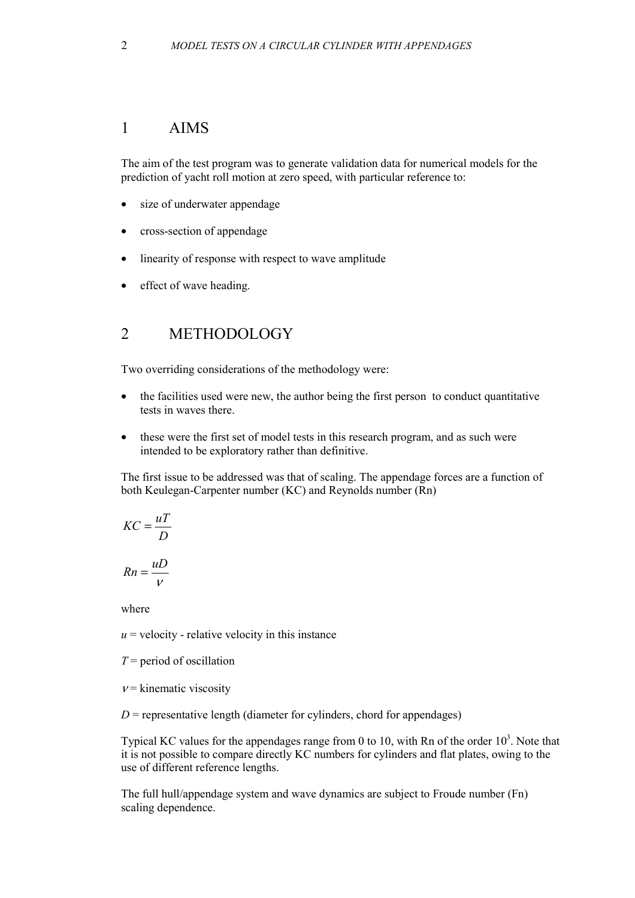# 1 AIMS

The aim of the test program was to generate validation data for numerical models for the prediction of yacht roll motion at zero speed, with particular reference to:

- size of underwater appendage
- cross-section of appendage
- linearity of response with respect to wave amplitude
- effect of wave heading.

# 2 METHODOLOGY

Two overriding considerations of the methodology were:

- the facilities used were new, the author being the first person to conduct quantitative tests in waves there.
- these were the first set of model tests in this research program, and as such were intended to be exploratory rather than definitive.

The first issue to be addressed was that of scaling. The appendage forces are a function of both Keulegan-Carpenter number (KC) and Reynolds number (Rn)

$$KC = \frac{uT}{D}$$

$$Rn = \frac{uD}{\nu}$$

where

$u$ = velocity - relative velocity in this instance

$T$ = period of oscillation

$\nu$ = kinematic viscosity

$D$ = representative length (diameter for cylinders, chord for appendages)

Typical KC values for the appendages range from 0 to 10, with Rn of the order $10^3$. Note that it is not possible to compare directly KC numbers for cylinders and flat plates, owing to the use of different reference lengths.

The full hull/appendage system and wave dynamics are subject to Froude number (Fn) scaling dependence.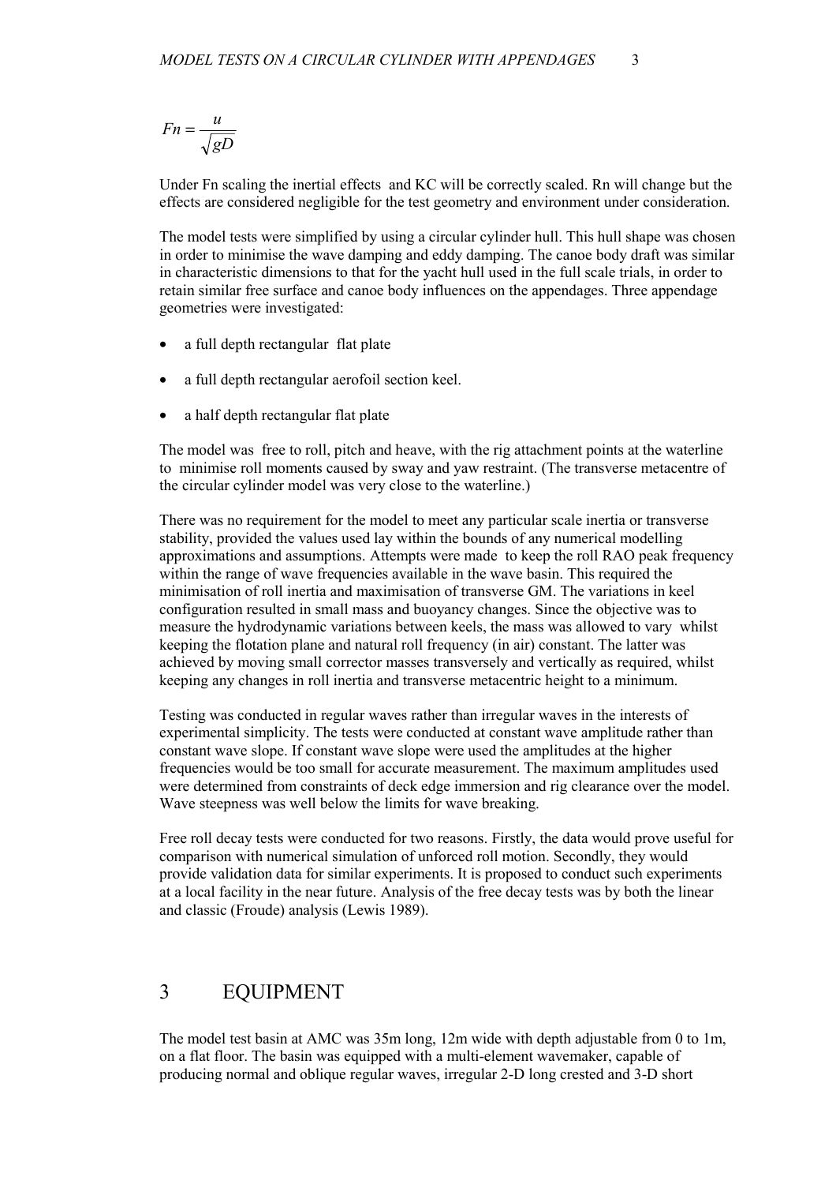$$Fn = \frac{u}{\sqrt{gD}}$$

Under Fn scaling the inertial effects and KC will be correctly scaled. Rn will change but the effects are considered negligible for the test geometry and environment under consideration.

The model tests were simplified by using a circular cylinder hull. This hull shape was chosen in order to minimise the wave damping and eddy damping. The canoe body draft was similar in characteristic dimensions to that for the yacht hull used in the full scale trials, in order to retain similar free surface and canoe body influences on the appendages. Three appendage geometries were investigated:

- a full depth rectangular flat plate
- a full depth rectangular aerofoil section keel.
- a half depth rectangular flat plate

The model was free to roll, pitch and heave, with the rig attachment points at the waterline to minimise roll moments caused by sway and yaw restraint. (The transverse metacentre of the circular cylinder model was very close to the waterline.)

There was no requirement for the model to meet any particular scale inertia or transverse stability, provided the values used lay within the bounds of any numerical modelling approximations and assumptions. Attempts were made to keep the roll RAO peak frequency within the range of wave frequencies available in the wave basin. This required the minimisation of roll inertia and maximisation of transverse GM. The variations in keel configuration resulted in small mass and buoyancy changes. Since the objective was to measure the hydrodynamic variations between keels, the mass was allowed to vary whilst keeping the flotation plane and natural roll frequency (in air) constant. The latter was achieved by moving small corrector masses transversely and vertically as required, whilst keeping any changes in roll inertia and transverse metacentric height to a minimum.

Testing was conducted in regular waves rather than irregular waves in the interests of experimental simplicity. The tests were conducted at constant wave amplitude rather than constant wave slope. If constant wave slope were used the amplitudes at the higher frequencies would be too small for accurate measurement. The maximum amplitudes used were determined from constraints of deck edge immersion and rig clearance over the model. Wave steepness was well below the limits for wave breaking.

Free roll decay tests were conducted for two reasons. Firstly, the data would prove useful for comparison with numerical simulation of unforced roll motion. Secondly, they would provide validation data for similar experiments. It is proposed to conduct such experiments at a local facility in the near future. Analysis of the free decay tests was by both the linear and classic (Froude) analysis (Lewis 1989).

## 3 EQUIPMENT

The model test basin at AMC was 35m long, 12m wide with depth adjustable from 0 to 1m, on a flat floor. The basin was equipped with a multi-element wavemaker, capable of producing normal and oblique regular waves, irregular 2-D long crested and 3-D short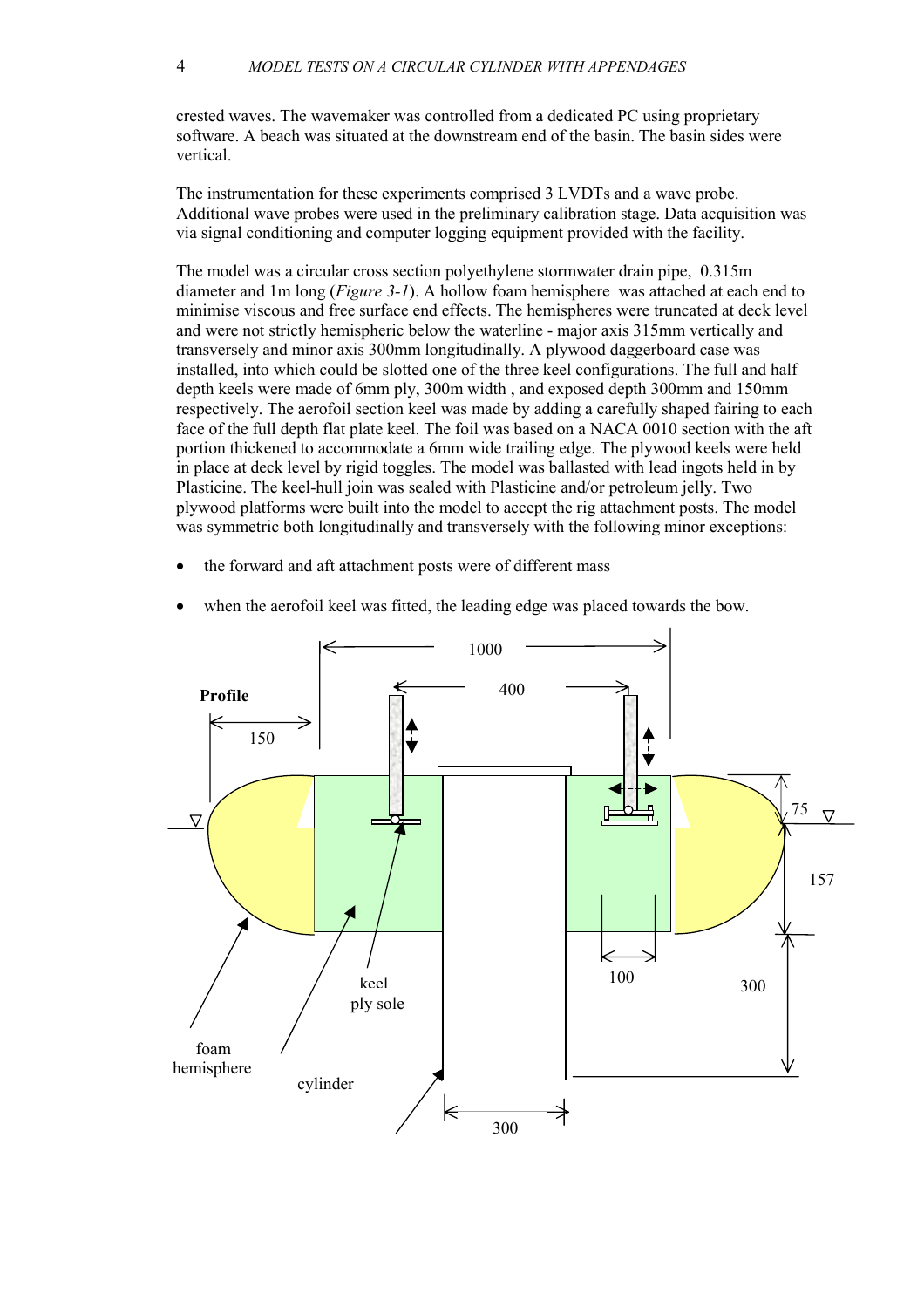crested waves. The wavemaker was controlled from a dedicated PC using proprietary software. A beach was situated at the downstream end of the basin. The basin sides were vertical.

The instrumentation for these experiments comprised 3 LVDTs and a wave probe. Additional wave probes were used in the preliminary calibration stage. Data acquisition was via signal conditioning and computer logging equipment provided with the facility.

The model was a circular cross section polyethylene stormwater drain pipe, 0.315m diameter and 1m long (*Figure 3-1*). A hollow foam hemisphere was attached at each end to minimise viscous and free surface end effects. The hemispheres were truncated at deck level and were not strictly hemispheric below the waterline - major axis 315mm vertically and transversely and minor axis 300mm longitudinally. A plywood daggerboard case was installed, into which could be slotted one of the three keel configurations. The full and half depth keels were made of 6mm ply, 300m width , and exposed depth 300mm and 150mm respectively. The aerofoil section keel was made by adding a carefully shaped fairing to each face of the full depth flat plate keel. The foil was based on a NACA 0010 section with the aft portion thickened to accommodate a 6mm wide trailing edge. The plywood keels were held in place at deck level by rigid toggles. The model was ballasted with lead ingots held in by Plasticine. The keel-hull join was sealed with Plasticine and/or petroleum jelly. Two plywood platforms were built into the model to accept the rig attachment posts. The model was symmetric both longitudinally and transversely with the following minor exceptions:

- the forward and aft attachment posts were of different mass
- when the aerofoil keel was fitted, the leading edge was placed towards the bow.

Profile

1000

400

150

75

157

100

300

300

keel

ply sole

foam hemisphere

cylinder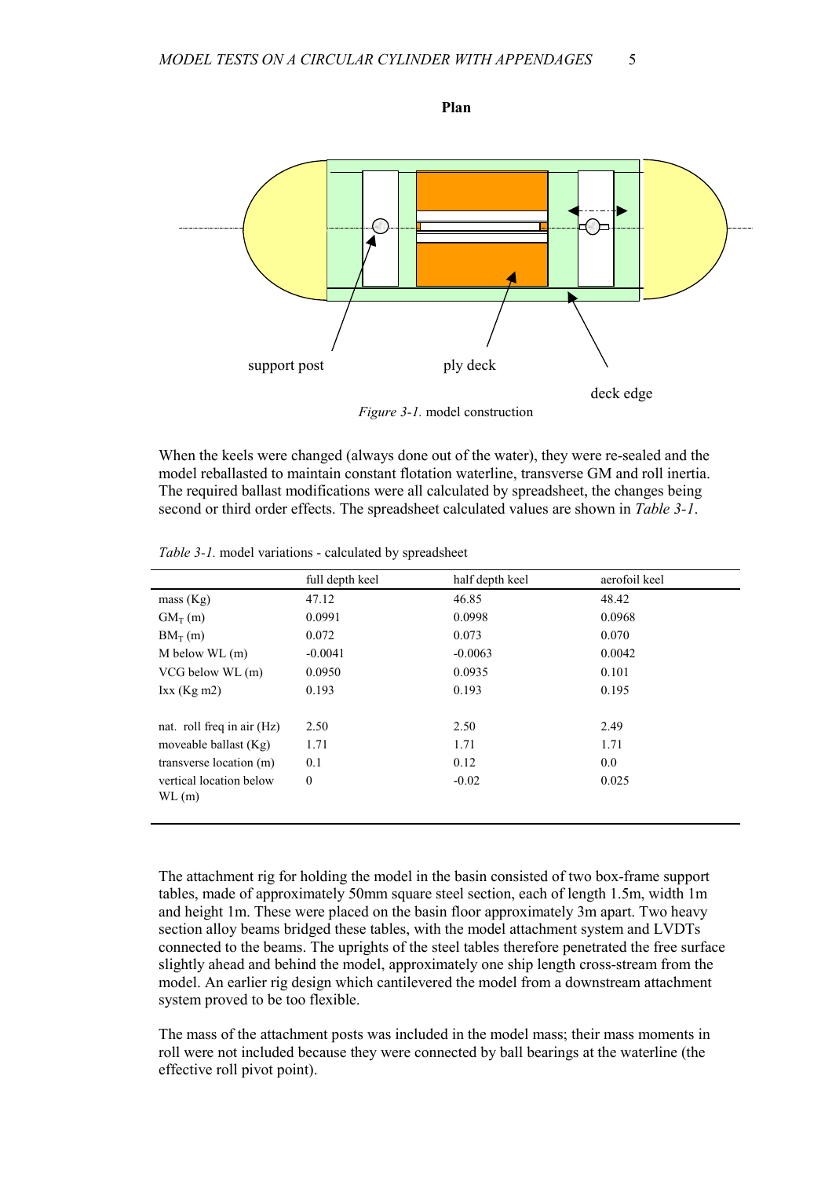**Plan**

support post

ply deck

deck edge

*Figure 3-1.* model construction

When the keels were changed (always done out of the water), they were re-sealed and the model reballasted to maintain constant flotation waterline, transverse GM and roll inertia. The required ballast modifications were all calculated by spreadsheet, the changes being second or third order effects. The spreadsheet calculated values are shown in *Table 3-1*.

*Table 3-1.* model variations - calculated by spreadsheet

| | full depth keel | half depth keel | aerofoil keel |
|---|---|---|---|
| mass (Kg) | 47.12 | 46.85 | 48.42 |
| $GM_T$ (m) | 0.0991 | 0.0998 | 0.0968 |
| $BM_T$ (m) | 0.072 | 0.073 | 0.070 |
| M below WL (m) | -0.0041 | -0.0063 | 0.0042 |
| VCG below WL (m) | 0.0950 | 0.0935 | 0.101 |
| Ixx (Kg m2) | 0.193 | 0.193 | 0.195 |
| | | | |
| nat. roll freq in air (Hz) | 2.50 | 2.50 | 2.49 |
| moveable ballast (Kg) | 1.71 | 1.71 | 1.71 |
| transverse location (m) | 0.1 | 0.12 | 0.0 |
| vertical location below WL (m) | 0 | -0.02 | 0.025 |

The attachment rig for holding the model in the basin consisted of two box-frame support tables, made of approximately 50mm square steel section, each of length 1.5m, width 1m and height 1m. These were placed on the basin floor approximately 3m apart. Two heavy section alloy beams bridged these tables, with the model attachment system and LVDTs connected to the beams. The uprights of the steel tables therefore penetrated the free surface slightly ahead and behind the model, approximately one ship length cross-stream from the model. An earlier rig design which cantilevered the model from a downstream attachment system proved to be too flexible.

The mass of the attachment posts was included in the model mass; their mass moments in roll were not included because they were connected by ball bearings at the waterline (the effective roll pivot point).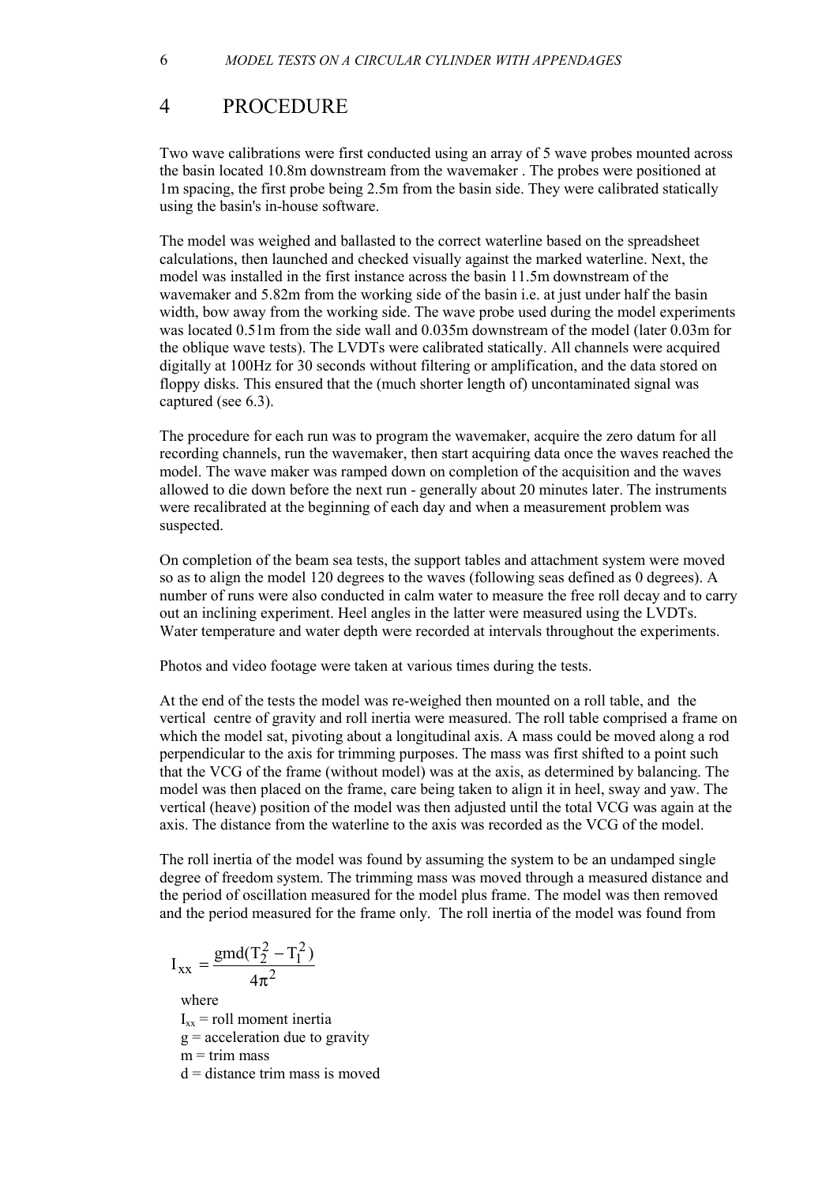# 4 PROCEDURE

Two wave calibrations were first conducted using an array of 5 wave probes mounted across the basin located 10.8m downstream from the wavemaker . The probes were positioned at 1m spacing, the first probe being 2.5m from the basin side. They were calibrated statically using the basin's in-house software.

The model was weighed and ballasted to the correct waterline based on the spreadsheet calculations, then launched and checked visually against the marked waterline. Next, the model was installed in the first instance across the basin 11.5m downstream of the wavemaker and 5.82m from the working side of the basin i.e. at just under half the basin width, bow away from the working side. The wave probe used during the model experiments was located 0.51m from the side wall and 0.035m downstream of the model (later 0.03m for the oblique wave tests). The LVDTs were calibrated statically. All channels were acquired digitally at 100Hz for 30 seconds without filtering or amplification, and the data stored on floppy disks. This ensured that the (much shorter length of) uncontaminated signal was captured (see 6.3).

The procedure for each run was to program the wavemaker, acquire the zero datum for all recording channels, run the wavemaker, then start acquiring data once the waves reached the model. The wave maker was ramped down on completion of the acquisition and the waves allowed to die down before the next run - generally about 20 minutes later. The instruments were recalibrated at the beginning of each day and when a measurement problem was suspected.

On completion of the beam sea tests, the support tables and attachment system were moved so as to align the model 120 degrees to the waves (following seas defined as 0 degrees). A number of runs were also conducted in calm water to measure the free roll decay and to carry out an inclining experiment. Heel angles in the latter were measured using the LVDTs. Water temperature and water depth were recorded at intervals throughout the experiments.

Photos and video footage were taken at various times during the tests.

At the end of the tests the model was re-weighed then mounted on a roll table, and the vertical centre of gravity and roll inertia were measured. The roll table comprised a frame on which the model sat, pivoting about a longitudinal axis. A mass could be moved along a rod perpendicular to the axis for trimming purposes. The mass was first shifted to a point such that the VCG of the frame (without model) was at the axis, as determined by balancing. The model was then placed on the frame, care being taken to align it in heel, sway and yaw. The vertical (heave) position of the model was then adjusted until the total VCG was again at the axis. The distance from the waterline to the axis was recorded as the VCG of the model.

The roll inertia of the model was found by assuming the system to be an undamped single degree of freedom system. The trimming mass was moved through a measured distance and the period of oscillation measured for the model plus frame. The model was then removed and the period measured for the frame only. The roll inertia of the model was found from

$$I_{xx} = \frac{gmd(T_2^2 - T_1^2)}{4\pi^2}$$

where

$I_{xx}$ = roll moment inertia

$g$ = acceleration due to gravity

$m$ = trim mass

$d$ = distance trim mass is moved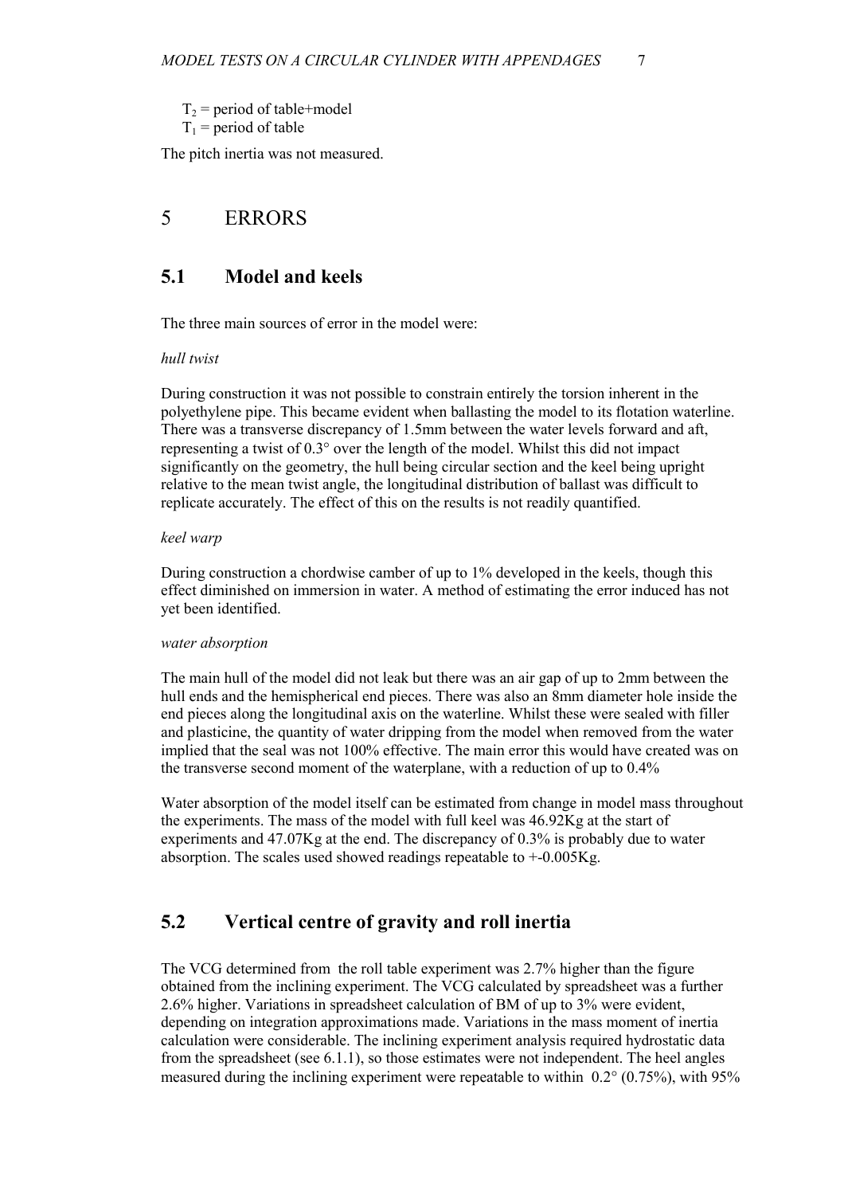$T_2$ = period of table+model
$T_1$ = period of table

The pitch inertia was not measured.

# 5 ERRORS

## 5.1 Model and keels

The three main sources of error in the model were:

*hull twist*

During construction it was not possible to constrain entirely the torsion inherent in the polyethylene pipe. This became evident when ballasting the model to its flotation waterline. There was a transverse discrepancy of 1.5mm between the water levels forward and aft, representing a twist of 0.3° over the length of the model. Whilst this did not impact significantly on the geometry, the hull being circular section and the keel being upright relative to the mean twist angle, the longitudinal distribution of ballast was difficult to replicate accurately. The effect of this on the results is not readily quantified.

*keel warp*

During construction a chordwise camber of up to 1% developed in the keels, though this effect diminished on immersion in water. A method of estimating the error induced has not yet been identified.

*water absorption*

The main hull of the model did not leak but there was an air gap of up to 2mm between the hull ends and the hemispherical end pieces. There was also an 8mm diameter hole inside the end pieces along the longitudinal axis on the waterline. Whilst these were sealed with filler and plasticine, the quantity of water dripping from the model when removed from the water implied that the seal was not 100% effective. The main error this would have created was on the transverse second moment of the waterplane, with a reduction of up to 0.4%

Water absorption of the model itself can be estimated from change in model mass throughout the experiments. The mass of the model with full keel was 46.92Kg at the start of experiments and 47.07Kg at the end. The discrepancy of 0.3% is probably due to water absorption. The scales used showed readings repeatable to +-0.005Kg.

## 5.2 Vertical centre of gravity and roll inertia

The VCG determined from the roll table experiment was 2.7% higher than the figure obtained from the inclining experiment. The VCG calculated by spreadsheet was a further 2.6% higher. Variations in spreadsheet calculation of BM of up to 3% were evident, depending on integration approximations made. Variations in the mass moment of inertia calculation were considerable. The inclining experiment analysis required hydrostatic data from the spreadsheet (see 6.1.1), so those estimates were not independent. The heel angles measured during the inclining experiment were repeatable to within 0.2° (0.75%), with 95%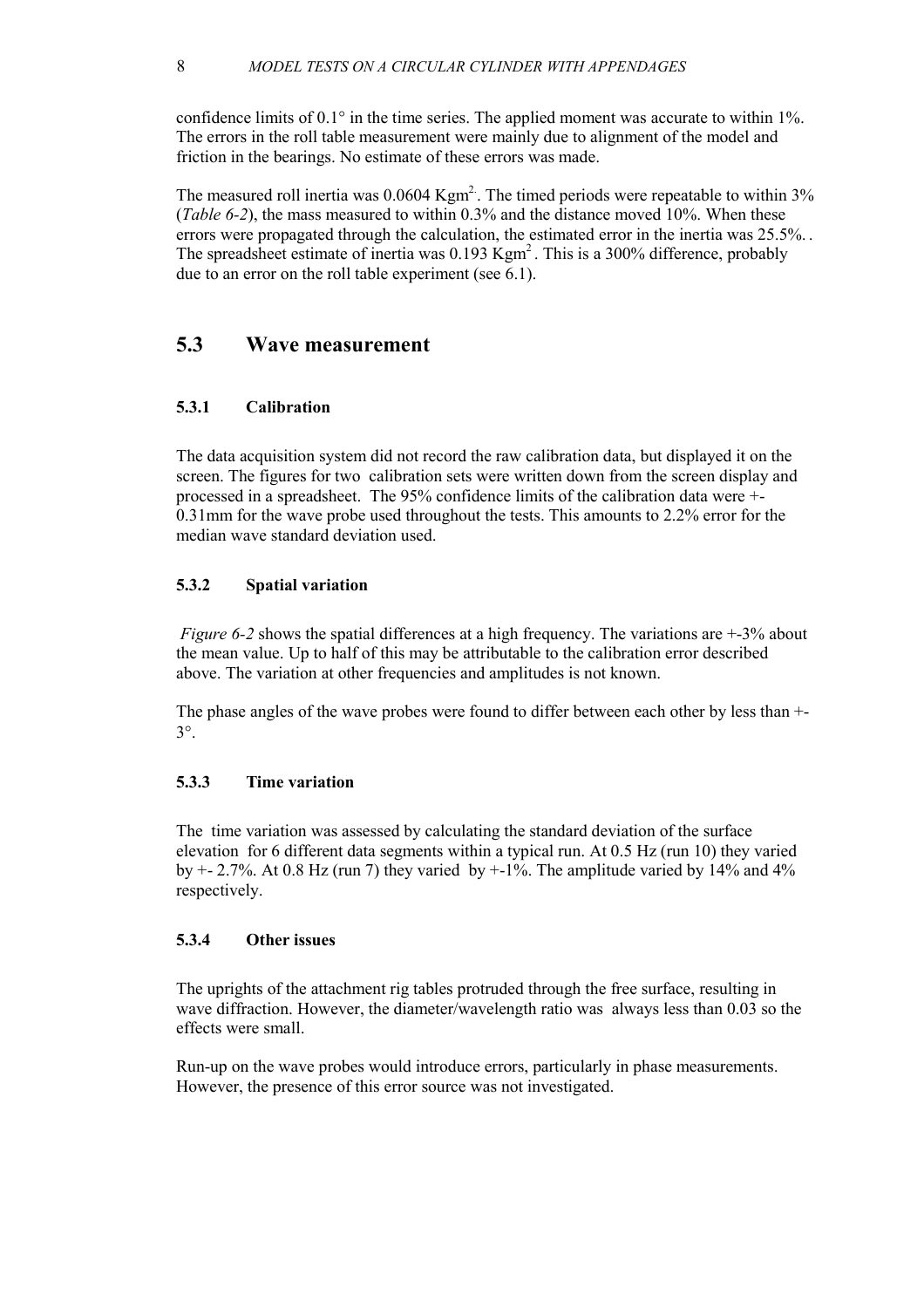confidence limits of 0.1° in the time series. The applied moment was accurate to within 1%. The errors in the roll table measurement were mainly due to alignment of the model and friction in the bearings. No estimate of these errors was made.

The measured roll inertia was 0.0604 $Kgm^2$. The timed periods were repeatable to within 3% (*Table 6-2*), the mass measured to within 0.3% and the distance moved 10%. When these errors were propagated through the calculation, the estimated error in the inertia was 25.5%. . The spreadsheet estimate of inertia was 0.193 $Kgm^2$ . This is a 300% difference, probably due to an error on the roll table experiment (see 6.1).

## 5.3 Wave measurement

### 5.3.1 Calibration

The data acquisition system did not record the raw calibration data, but displayed it on the screen. The figures for two calibration sets were written down from the screen display and processed in a spreadsheet. The 95% confidence limits of the calibration data were +- 0.31mm for the wave probe used throughout the tests. This amounts to 2.2% error for the median wave standard deviation used.

### 5.3.2 Spatial variation

*Figure 6-2* shows the spatial differences at a high frequency. The variations are +-3% about the mean value. Up to half of this may be attributable to the calibration error described above. The variation at other frequencies and amplitudes is not known.

The phase angles of the wave probes were found to differ between each other by less than +- 3°.

### 5.3.3 Time variation

The time variation was assessed by calculating the standard deviation of the surface elevation for 6 different data segments within a typical run. At 0.5 Hz (run 10) they varied by +- 2.7%. At 0.8 Hz (run 7) they varied by +-1%. The amplitude varied by 14% and 4% respectively.

### 5.3.4 Other issues

The uprights of the attachment rig tables protruded through the free surface, resulting in wave diffraction. However, the diameter/wavelength ratio was always less than 0.03 so the effects were small.

Run-up on the wave probes would introduce errors, particularly in phase measurements. However, the presence of this error source was not investigated.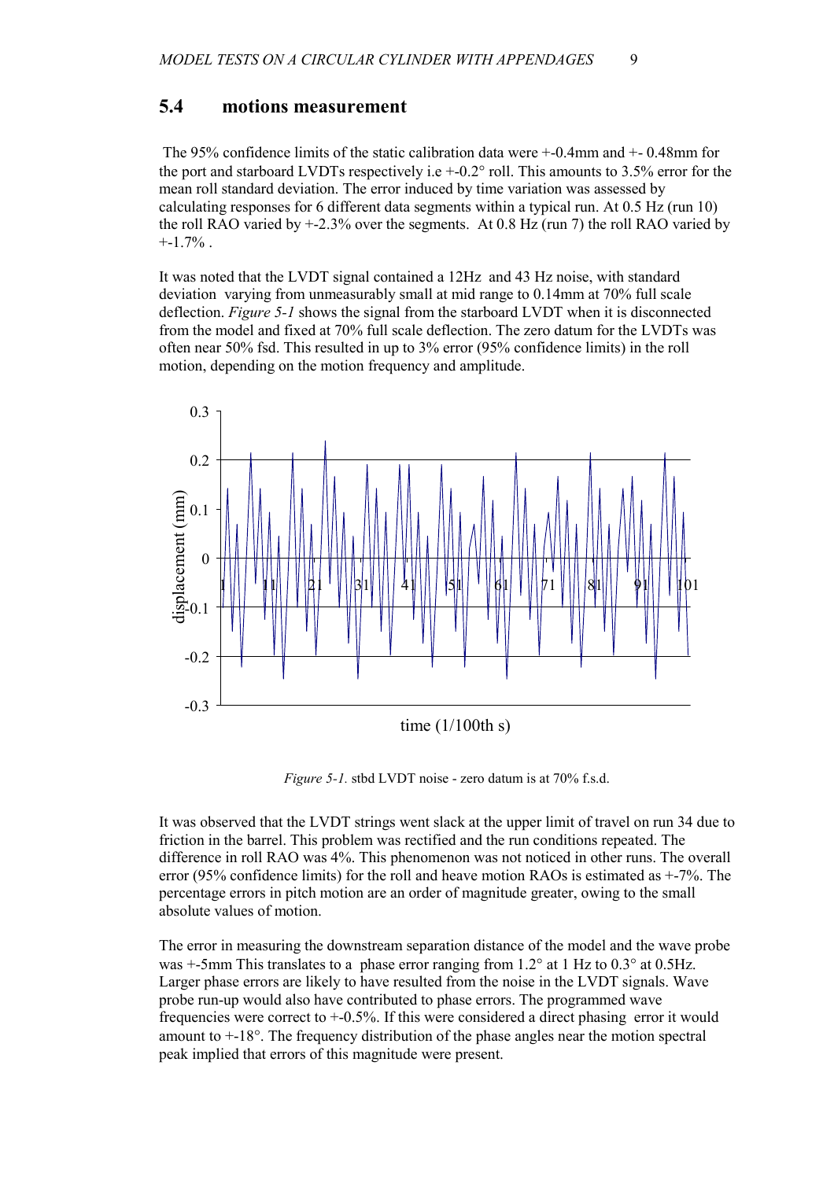## 5.4 motions measurement

The 95% confidence limits of the static calibration data were +-0.4mm and +- 0.48mm for the port and starboard LVDTs respectively i.e +-0.2° roll. This amounts to 3.5% error for the mean roll standard deviation. The error induced by time variation was assessed by calculating responses for 6 different data segments within a typical run. At 0.5 Hz (run 10) the roll RAO varied by +-2.3% over the segments. At 0.8 Hz (run 7) the roll RAO varied by +-1.7% .

It was noted that the LVDT signal contained a 12Hz and 43 Hz noise, with standard deviation varying from unmeasurably small at mid range to 0.14mm at 70% full scale deflection. *Figure 5-1* shows the signal from the starboard LVDT when it is disconnected from the model and fixed at 70% full scale deflection. The zero datum for the LVDTs was often near 50% fsd. This resulted in up to 3% error (95% confidence limits) in the roll motion, depending on the motion frequency and amplitude.

*Figure 5-1.* stbd LVDT noise - zero datum is at 70% f.s.d.

It was observed that the LVDT strings went slack at the upper limit of travel on run 34 due to friction in the barrel. This problem was rectified and the run conditions repeated. The difference in roll RAO was 4%. This phenomenon was not noticed in other runs. The overall error (95% confidence limits) for the roll and heave motion RAOs is estimated as +-7%. The percentage errors in pitch motion are an order of magnitude greater, owing to the small absolute values of motion.

The error in measuring the downstream separation distance of the model and the wave probe was +-5mm This translates to a phase error ranging from 1.2° at 1 Hz to 0.3° at 0.5Hz. Larger phase errors are likely to have resulted from the noise in the LVDT signals. Wave probe run-up would also have contributed to phase errors. The programmed wave frequencies were correct to +-0.5%. If this were considered a direct phasing error it would amount to +-18°. The frequency distribution of the phase angles near the motion spectral peak implied that errors of this magnitude were present.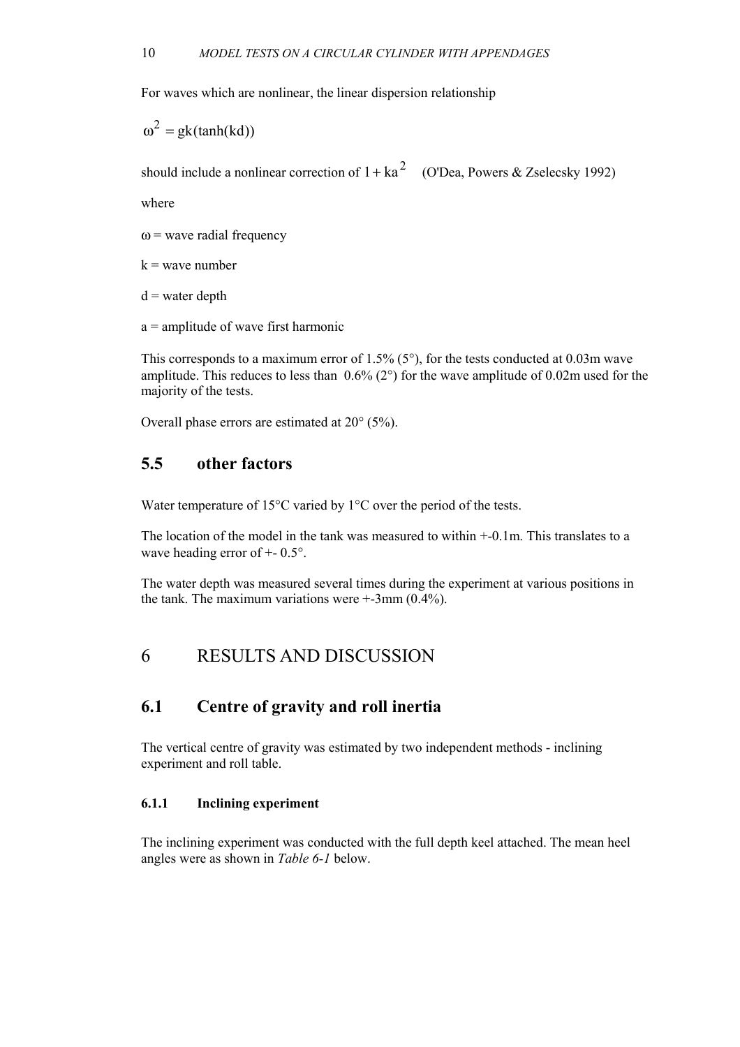For waves which are nonlinear, the linear dispersion relationship

$$\omega^2 = gk(\tanh(kd))$$

should include a nonlinear correction of $1 + ka^2$ (O'Dea, Powers & Zselecsky 1992)

where

$\omega$ = wave radial frequency

$k$ = wave number

$d$ = water depth

$a$ = amplitude of wave first harmonic

This corresponds to a maximum error of 1.5% (5°), for the tests conducted at 0.03m wave amplitude. This reduces to less than 0.6% (2°) for the wave amplitude of 0.02m used for the majority of the tests.

Overall phase errors are estimated at 20° (5%).

## 5.5 other factors

Water temperature of 15°C varied by 1°C over the period of the tests.

The location of the model in the tank was measured to within +-0.1m. This translates to a wave heading error of +- 0.5°.

The water depth was measured several times during the experiment at various positions in the tank. The maximum variations were +-3mm (0.4%).

# 6 RESULTS AND DISCUSSION

## 6.1 Centre of gravity and roll inertia

The vertical centre of gravity was estimated by two independent methods - inclining experiment and roll table.

### 6.1.1 Inclining experiment

The inclining experiment was conducted with the full depth keel attached. The mean heel angles were as shown in *Table 6-1* below.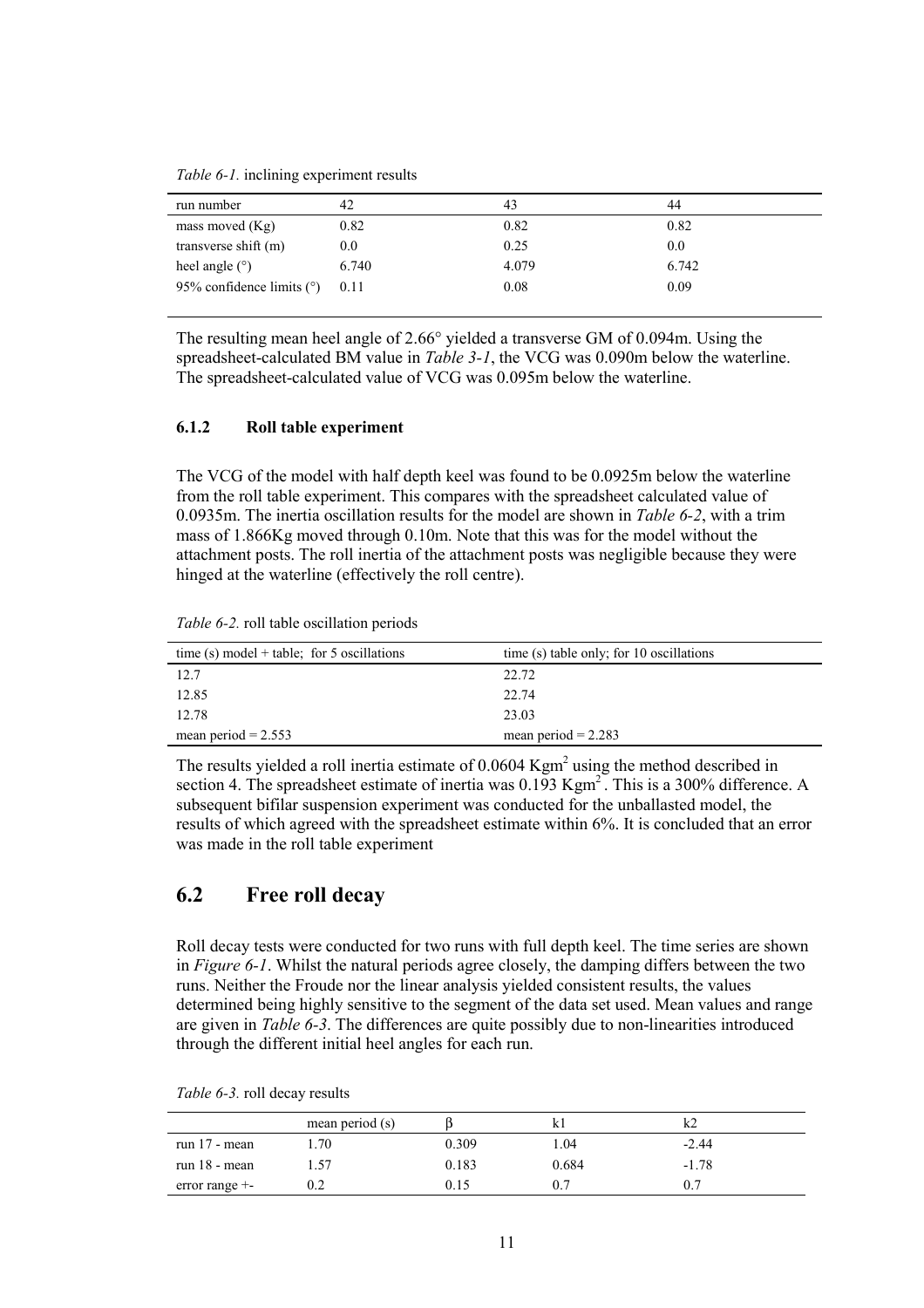*Table 6-1.* inclining experiment results

| run number | 42 | 43 | 44 |
|---|---|---|---|
| mass moved (Kg) | 0.82 | 0.82 | 0.82 |
| transverse shift (m) | 0.0 | 0.25 | 0.0 |
| heel angle (°) | 6.740 | 4.079 | 6.742 |
| 95% confidence limits (°) | 0.11 | 0.08 | 0.09 |

The resulting mean heel angle of 2.66° yielded a transverse GM of 0.094m. Using the spreadsheet-calculated BM value in *Table 3-1*, the VCG was 0.090m below the waterline. The spreadsheet-calculated value of VCG was 0.095m below the waterline.

### 6.1.2 Roll table experiment

The VCG of the model with half depth keel was found to be 0.0925m below the waterline from the roll table experiment. This compares with the spreadsheet calculated value of 0.0935m. The inertia oscillation results for the model are shown in *Table 6-2*, with a trim mass of 1.866Kg moved through 0.10m. Note that this was for the model without the attachment posts. The roll inertia of the attachment posts was negligible because they were hinged at the waterline (effectively the roll centre).

*Table 6-2.* roll table oscillation periods

| time (s) model + table; for 5 oscillations | time (s) table only; for 10 oscillations |
|---|---|
| 12.7 | 22.72 |
| 12.85 | 22.74 |
| 12.78 | 23.03 |
| mean period = 2.553 | mean period = 2.283 |

The results yielded a roll inertia estimate of 0.0604 $Kgm^2$ using the method described in section 4. The spreadsheet estimate of inertia was 0.193 $Kgm^2$. This is a 300% difference. A subsequent bifilar suspension experiment was conducted for the unballasted model, the results of which agreed with the spreadsheet estimate within 6%. It is concluded that an error was made in the roll table experiment

## 6.2 Free roll decay

Roll decay tests were conducted for two runs with full depth keel. The time series are shown in *Figure 6-1*. Whilst the natural periods agree closely, the damping differs between the two runs. Neither the Froude nor the linear analysis yielded consistent results, the values determined being highly sensitive to the segment of the data set used. Mean values and range are given in *Table 6-3*. The differences are quite possibly due to non-linearities introduced through the different initial heel angles for each run.

*Table 6-3.* roll decay results

| | mean period (s) | β | k1 | k2 |
|---|---|---|---|---|
| run 17 - mean | 1.70 | 0.309 | 1.04 | -2.44 |
| run 18 - mean | 1.57 | 0.183 | 0.684 | -1.78 |
| error range +- | 0.2 | 0.15 | 0.7 | 0.7 |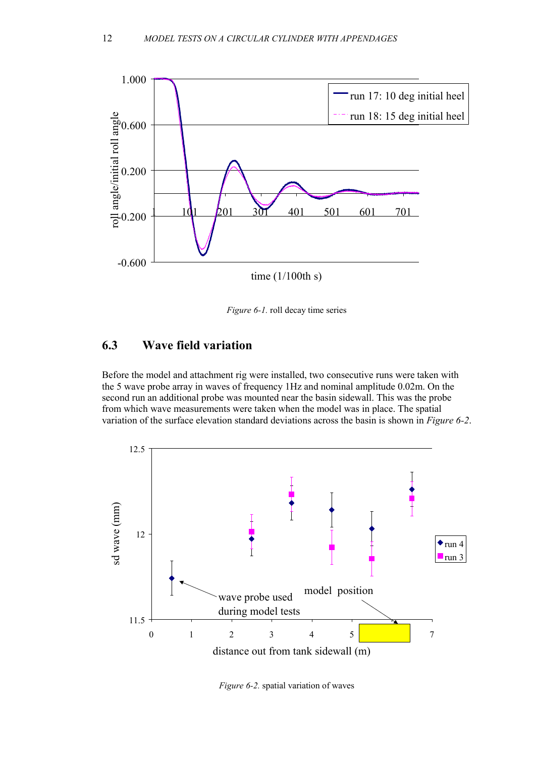Figure 6-1. roll decay time series

## 6.3 Wave field variation

Before the model and attachment rig were installed, two consecutive runs were taken with the 5 wave probe array in waves of frequency 1Hz and nominal amplitude 0.02m. On the second run an additional probe was mounted near the basin sidewall. This was the probe from which wave measurements were taken when the model was in place. The spatial variation of the surface elevation standard deviations across the basin is shown in *Figure 6-2*.

Figure 6-2. spatial variation of waves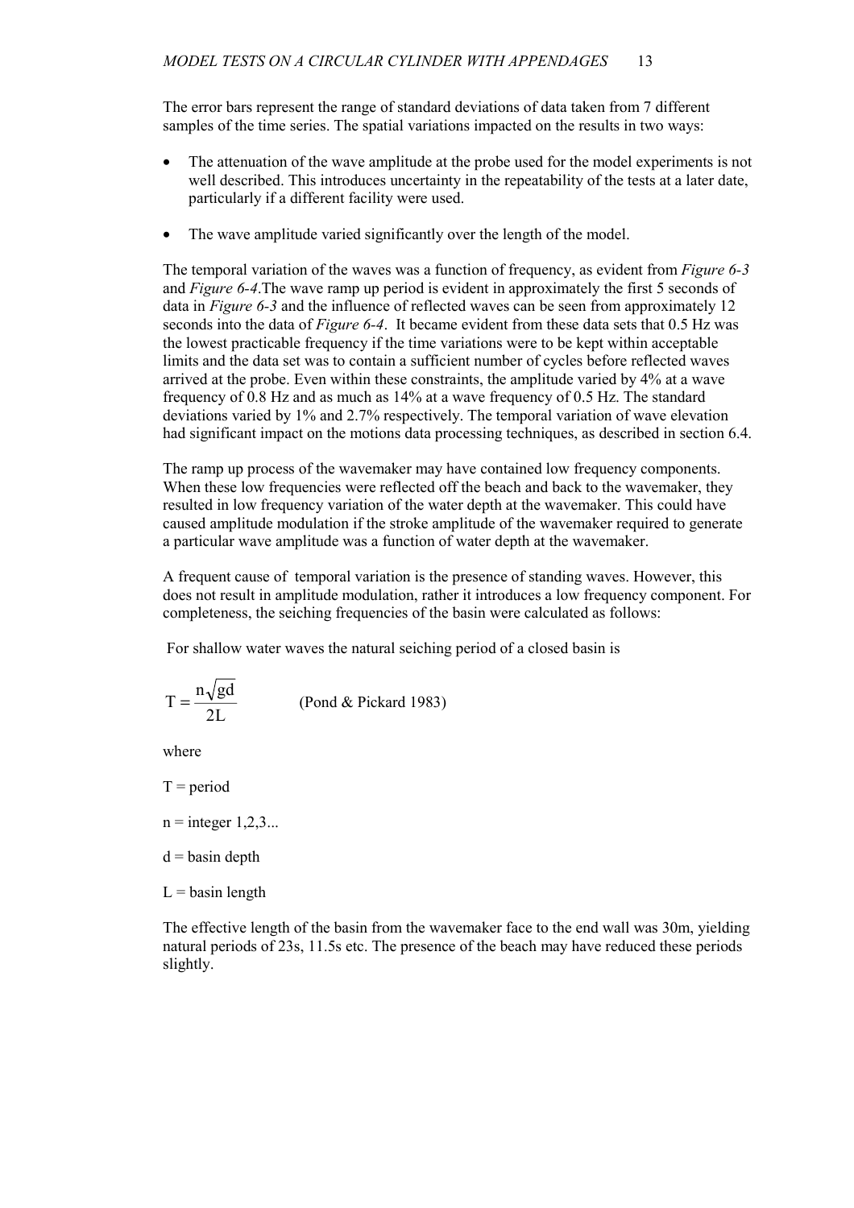The error bars represent the range of standard deviations of data taken from 7 different samples of the time series. The spatial variations impacted on the results in two ways:

- The attenuation of the wave amplitude at the probe used for the model experiments is not well described. This introduces uncertainty in the repeatability of the tests at a later date, particularly if a different facility were used.
- The wave amplitude varied significantly over the length of the model.

The temporal variation of the waves was a function of frequency, as evident from *Figure 6-3* and *Figure 6-4*.The wave ramp up period is evident in approximately the first 5 seconds of data in *Figure 6-3* and the influence of reflected waves can be seen from approximately 12 seconds into the data of *Figure 6-4*. It became evident from these data sets that 0.5 Hz was the lowest practicable frequency if the time variations were to be kept within acceptable limits and the data set was to contain a sufficient number of cycles before reflected waves arrived at the probe. Even within these constraints, the amplitude varied by 4% at a wave frequency of 0.8 Hz and as much as 14% at a wave frequency of 0.5 Hz. The standard deviations varied by 1% and 2.7% respectively. The temporal variation of wave elevation had significant impact on the motions data processing techniques, as described in section 6.4.

The ramp up process of the wavemaker may have contained low frequency components. When these low frequencies were reflected off the beach and back to the wavemaker, they resulted in low frequency variation of the water depth at the wavemaker. This could have caused amplitude modulation if the stroke amplitude of the wavemaker required to generate a particular wave amplitude was a function of water depth at the wavemaker.

A frequent cause of temporal variation is the presence of standing waves. However, this does not result in amplitude modulation, rather it introduces a low frequency component. For completeness, the seiching frequencies of the basin were calculated as follows:

For shallow water waves the natural seiching period of a closed basin is

$$T = \frac{n\sqrt{gd}}{2L} \qquad \text{(Pond \& Pickard 1983)}$$

where

T = period

n = integer 1,2,3...

d = basin depth

L = basin length

The effective length of the basin from the wavemaker face to the end wall was 30m, yielding natural periods of 23s, 11.5s etc. The presence of the beach may have reduced these periods slightly.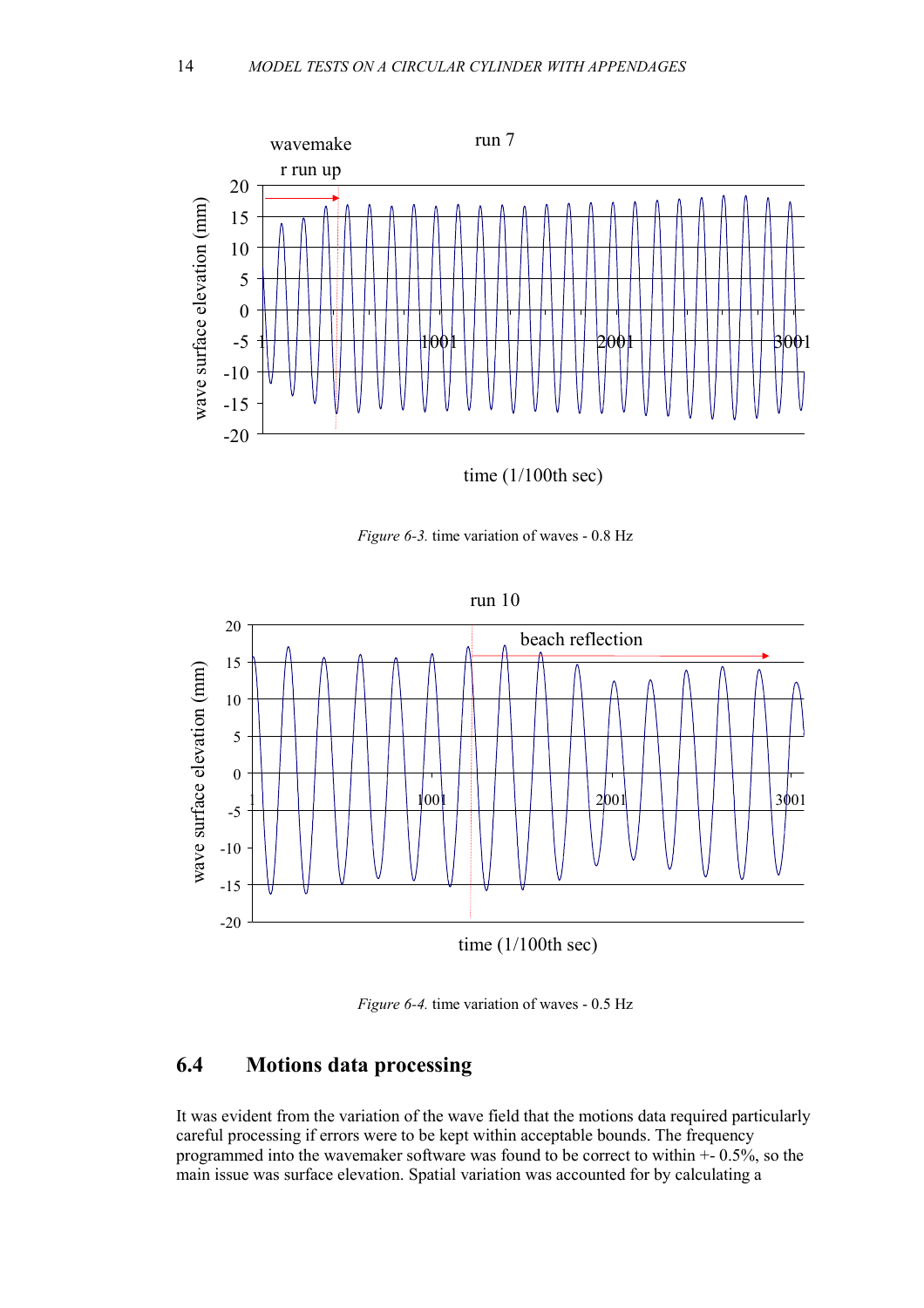Figure 6-3. time variation of waves - 0.8 Hz

Figure 6-4. time variation of waves - 0.5 Hz

## 6.4 Motions data processing

It was evident from the variation of the wave field that the motions data required particularly careful processing if errors were to be kept within acceptable bounds. The frequency programmed into the wavemaker software was found to be correct to within +- 0.5%, so the main issue was surface elevation. Spatial variation was accounted for by calculating a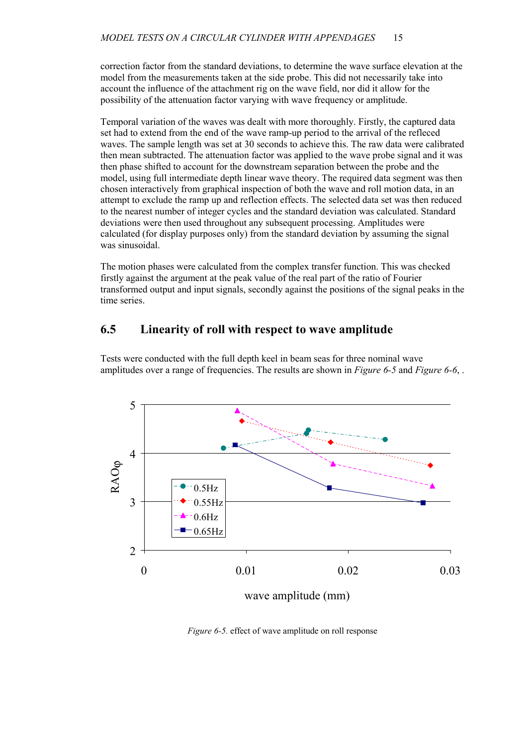correction factor from the standard deviations, to determine the wave surface elevation at the model from the measurements taken at the side probe. This did not necessarily take into account the influence of the attachment rig on the wave field, nor did it allow for the possibility of the attenuation factor varying with wave frequency or amplitude.

Temporal variation of the waves was dealt with more thoroughly. Firstly, the captured data set had to extend from the end of the wave ramp-up period to the arrival of the refleced waves. The sample length was set at 30 seconds to achieve this. The raw data were calibrated then mean subtracted. The attenuation factor was applied to the wave probe signal and it was then phase shifted to account for the downstream separation between the probe and the model, using full intermediate depth linear wave theory. The required data segment was then chosen interactively from graphical inspection of both the wave and roll motion data, in an attempt to exclude the ramp up and reflection effects. The selected data set was then reduced to the nearest number of integer cycles and the standard deviation was calculated. Standard deviations were then used throughout any subsequent processing. Amplitudes were calculated (for display purposes only) from the standard deviation by assuming the signal was sinusoidal.

The motion phases were calculated from the complex transfer function. This was checked firstly against the argument at the peak value of the real part of the ratio of Fourier transformed output and input signals, secondly against the positions of the signal peaks in the time series.

## 6.5 Linearity of roll with respect to wave amplitude

Tests were conducted with the full depth keel in beam seas for three nominal wave amplitudes over a range of frequencies. The results are shown in *Figure 6-5* and *Figure 6-6*, .

*Figure 6-5.* effect of wave amplitude on roll response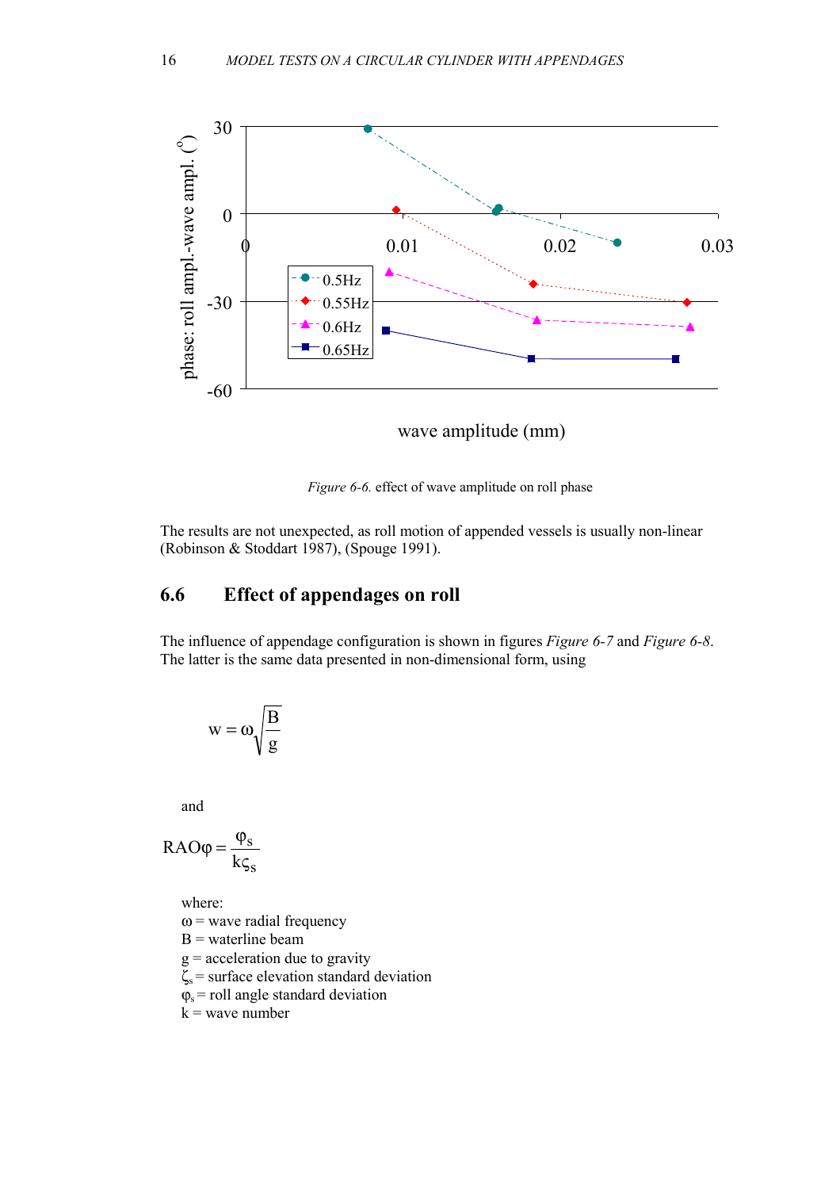*Figure 6-6.* effect of wave amplitude on roll phase

The results are not unexpected, as roll motion of appended vessels is usually non-linear (Robinson & Stoddart 1987), (Spouge 1991).

## 6.6 Effect of appendages on roll

The influence of appendage configuration is shown in figures *Figure 6-7* and *Figure 6-8*. The latter is the same data presented in non-dimensional form, using

$$w = \omega\sqrt{\frac{B}{g}}$$

and

$$RAO\varphi = \frac{\varphi_s}{k\varsigma_s}$$

where:
$\omega$ = wave radial frequency
B = waterline beam
g = acceleration due to gravity
$\varsigma_s$ = surface elevation standard deviation
$\varphi_s$ = roll angle standard deviation
k = wave number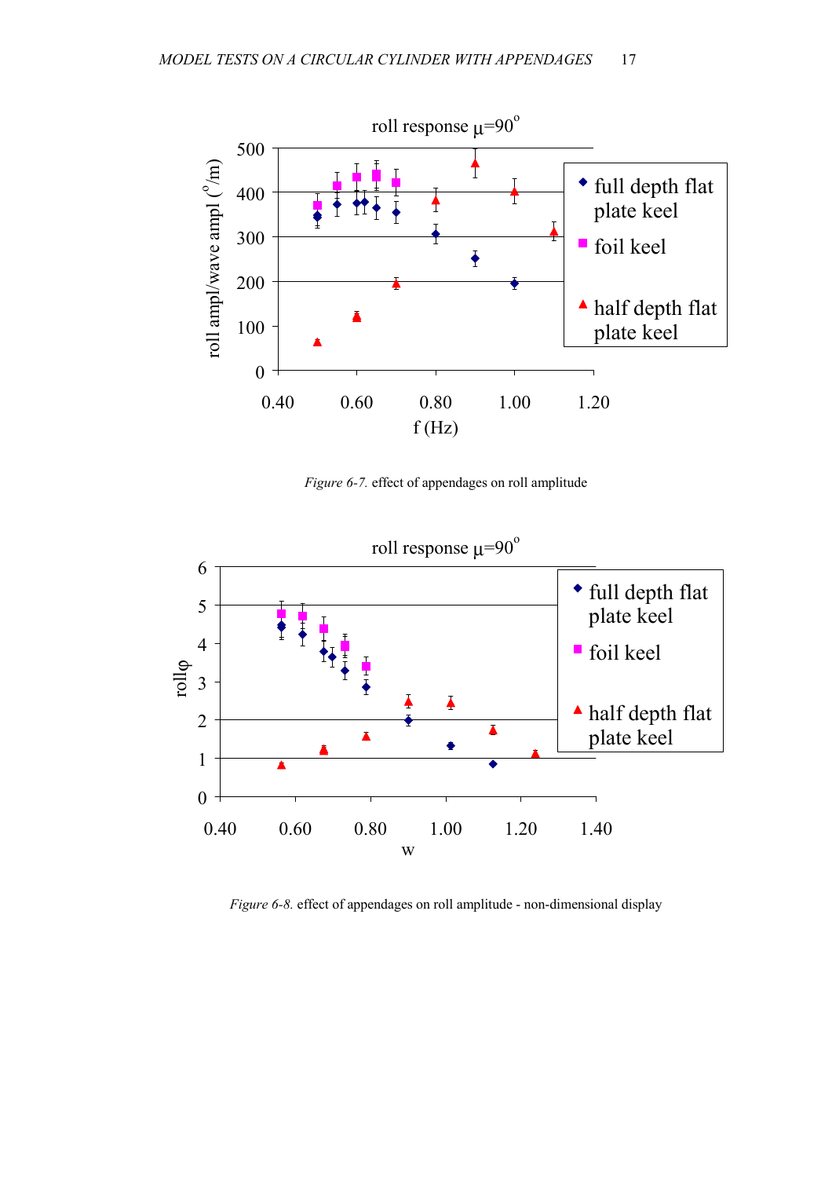*Figure 6-7.* effect of appendages on roll amplitude

*Figure 6-8.* effect of appendages on roll amplitude - non-dimensional display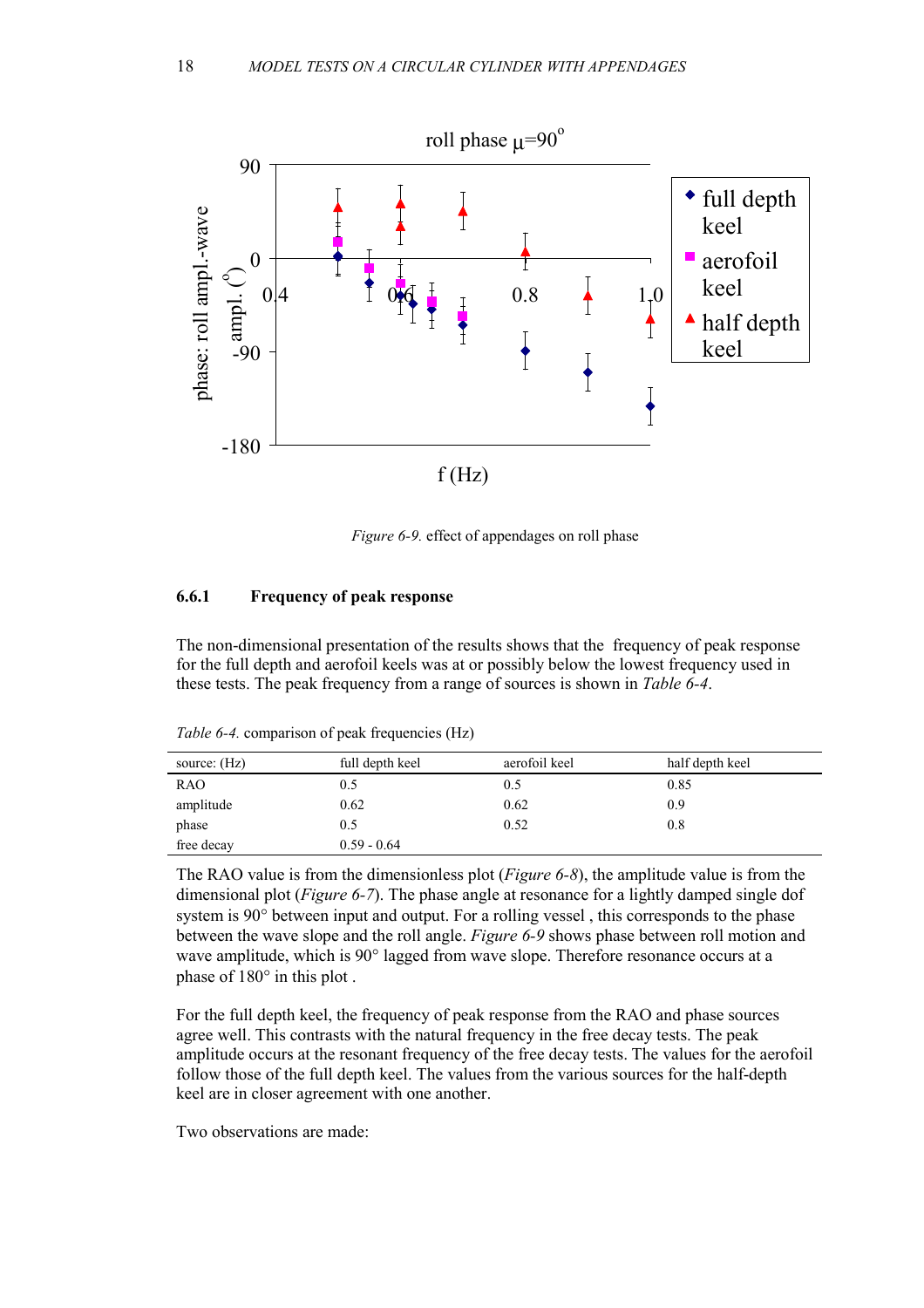*Figure 6-9.* effect of appendages on roll phase

### 6.6.1 Frequency of peak response

The non-dimensional presentation of the results shows that the frequency of peak response for the full depth and aerofoil keels was at or possibly below the lowest frequency used in these tests. The peak frequency from a range of sources is shown in *Table 6-4*.

*Table 6-4.* comparison of peak frequencies (Hz)

| source: (Hz) | full depth keel | aerofoil keel | half depth keel |
|---|---|---|---|
| RAO | 0.5 | 0.5 | 0.85 |
| amplitude | 0.62 | 0.62 | 0.9 |
| phase | 0.5 | 0.52 | 0.8 |
| free decay | 0.59 - 0.64 | | |

The RAO value is from the dimensionless plot (*Figure 6-8*), the amplitude value is from the dimensional plot (*Figure 6-7*). The phase angle at resonance for a lightly damped single dof system is 90° between input and output. For a rolling vessel , this corresponds to the phase between the wave slope and the roll angle. *Figure 6-9* shows phase between roll motion and wave amplitude, which is 90° lagged from wave slope. Therefore resonance occurs at a phase of 180° in this plot .

For the full depth keel, the frequency of peak response from the RAO and phase sources agree well. This contrasts with the natural frequency in the free decay tests. The peak amplitude occurs at the resonant frequency of the free decay tests. The values for the aerofoil follow those of the full depth keel. The values from the various sources for the half-depth keel are in closer agreement with one another.

Two observations are made: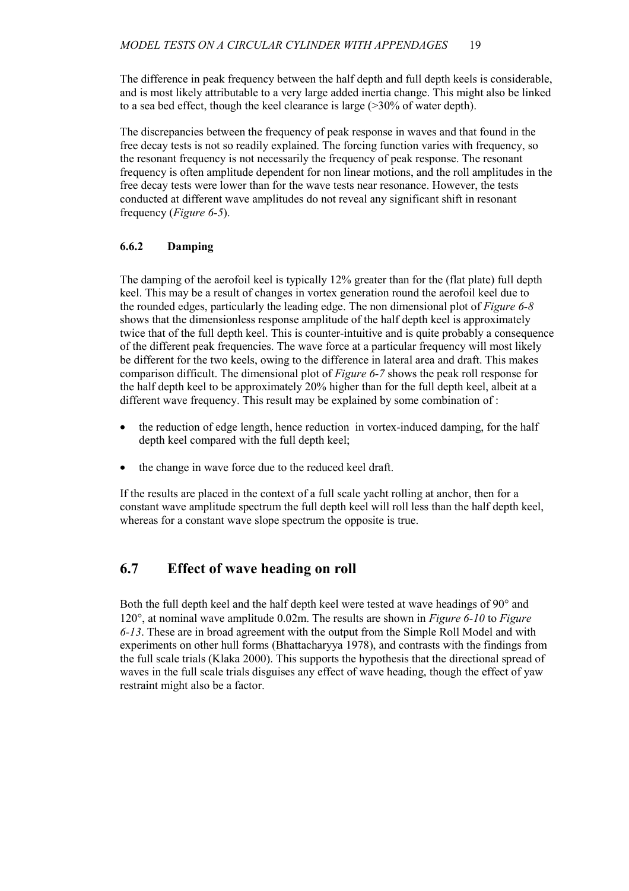The difference in peak frequency between the half depth and full depth keels is considerable, and is most likely attributable to a very large added inertia change. This might also be linked to a sea bed effect, though the keel clearance is large (>30% of water depth).

The discrepancies between the frequency of peak response in waves and that found in the free decay tests is not so readily explained. The forcing function varies with frequency, so the resonant frequency is not necessarily the frequency of peak response. The resonant frequency is often amplitude dependent for non linear motions, and the roll amplitudes in the free decay tests were lower than for the wave tests near resonance. However, the tests conducted at different wave amplitudes do not reveal any significant shift in resonant frequency (*Figure 6-5*).

### 6.6.2 Damping

The damping of the aerofoil keel is typically 12% greater than for the (flat plate) full depth keel. This may be a result of changes in vortex generation round the aerofoil keel due to the rounded edges, particularly the leading edge. The non dimensional plot of *Figure 6-8* shows that the dimensionless response amplitude of the half depth keel is approximately twice that of the full depth keel. This is counter-intuitive and is quite probably a consequence of the different peak frequencies. The wave force at a particular frequency will most likely be different for the two keels, owing to the difference in lateral area and draft. This makes comparison difficult. The dimensional plot of *Figure 6-7* shows the peak roll response for the half depth keel to be approximately 20% higher than for the full depth keel, albeit at a different wave frequency. This result may be explained by some combination of :

- the reduction of edge length, hence reduction in vortex-induced damping, for the half depth keel compared with the full depth keel;
- the change in wave force due to the reduced keel draft.

If the results are placed in the context of a full scale yacht rolling at anchor, then for a constant wave amplitude spectrum the full depth keel will roll less than the half depth keel, whereas for a constant wave slope spectrum the opposite is true.

## 6.7 Effect of wave heading on roll

Both the full depth keel and the half depth keel were tested at wave headings of 90° and 120°, at nominal wave amplitude 0.02m. The results are shown in *Figure 6-10* to *Figure 6-13*. These are in broad agreement with the output from the Simple Roll Model and with experiments on other hull forms (Bhattacharyya 1978), and contrasts with the findings from the full scale trials (Klaka 2000). This supports the hypothesis that the directional spread of waves in the full scale trials disguises any effect of wave heading, though the effect of yaw restraint might also be a factor.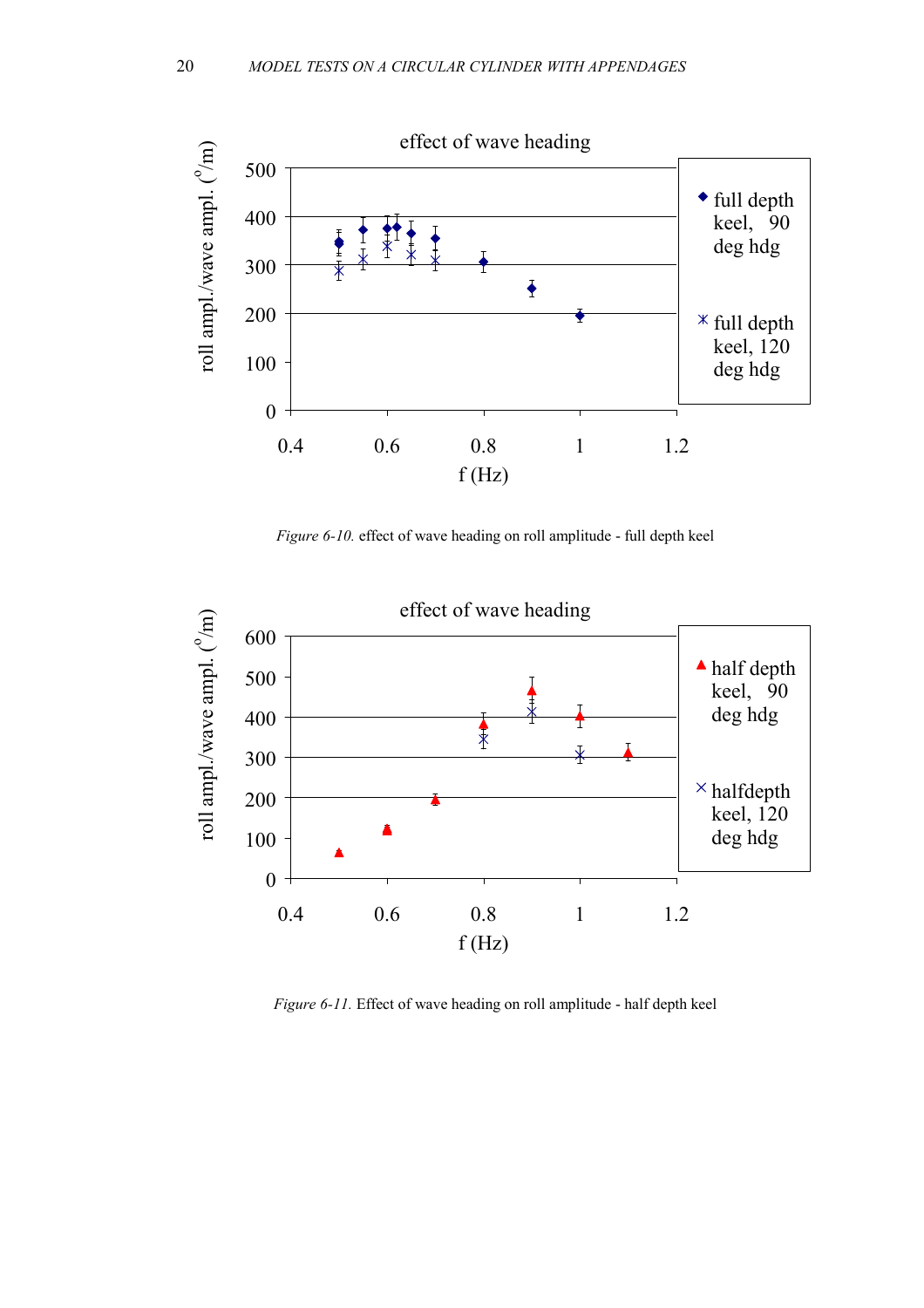*Figure 6-10.* effect of wave heading on roll amplitude - full depth keel

*Figure 6-11.* Effect of wave heading on roll amplitude - half depth keel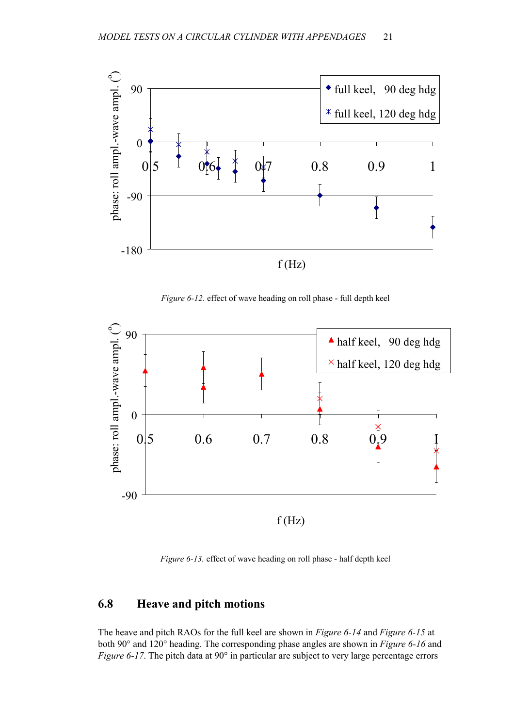*Figure 6-12.* effect of wave heading on roll phase - full depth keel

*Figure 6-13.* effect of wave heading on roll phase - half depth keel

## 6.8 Heave and pitch motions

The heave and pitch RAOs for the full keel are shown in *Figure 6-14* and *Figure 6-15* at both 90° and 120° heading. The corresponding phase angles are shown in *Figure 6-16* and *Figure 6-17*. The pitch data at 90° in particular are subject to very large percentage errors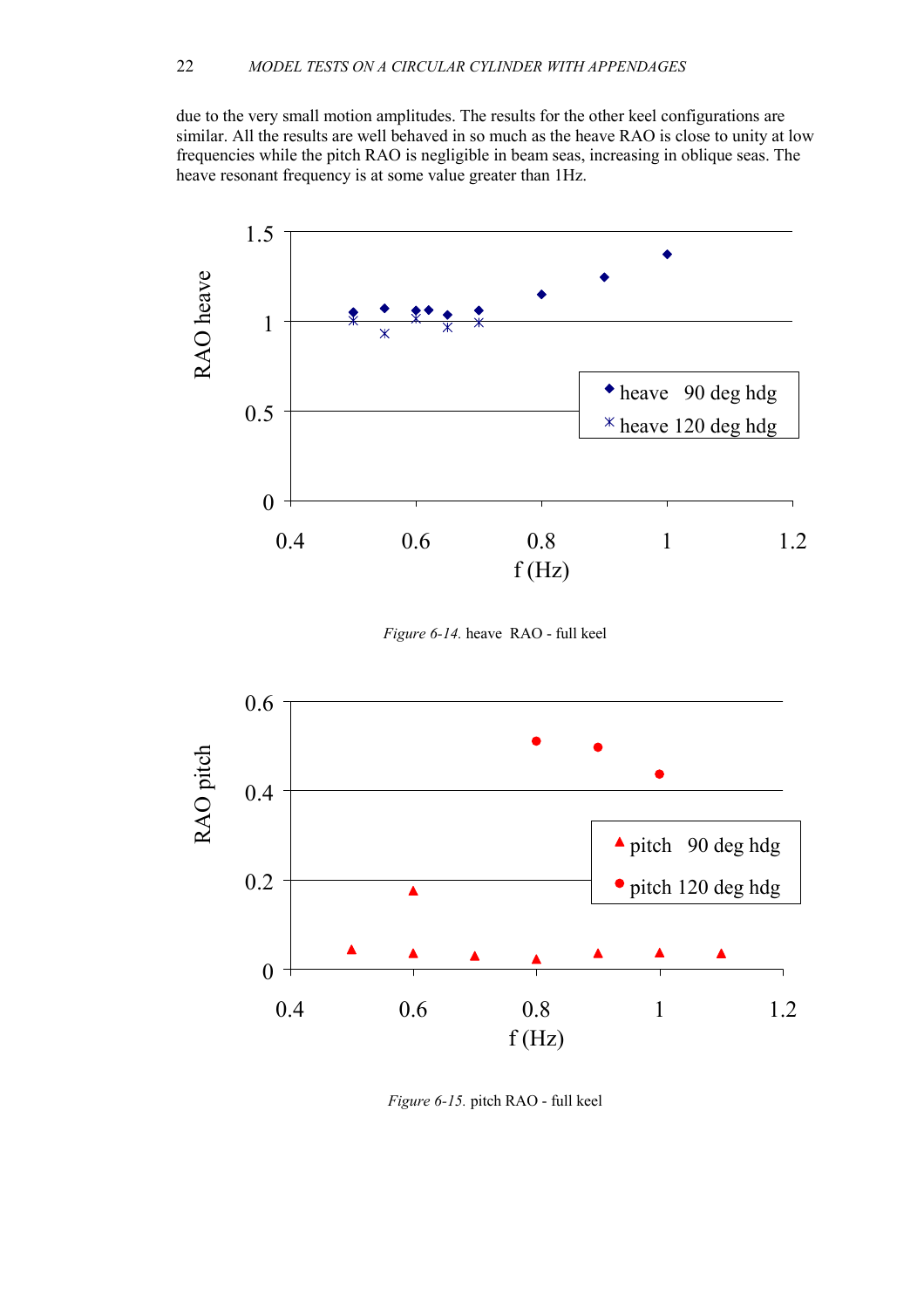due to the very small motion amplitudes. The results for the other keel configurations are similar. All the results are well behaved in so much as the heave RAO is close to unity at low frequencies while the pitch RAO is negligible in beam seas, increasing in oblique seas. The heave resonant frequency is at some value greater than 1Hz.

*Figure 6-14.* heave RAO - full keel

*Figure 6-15.* pitch RAO - full keel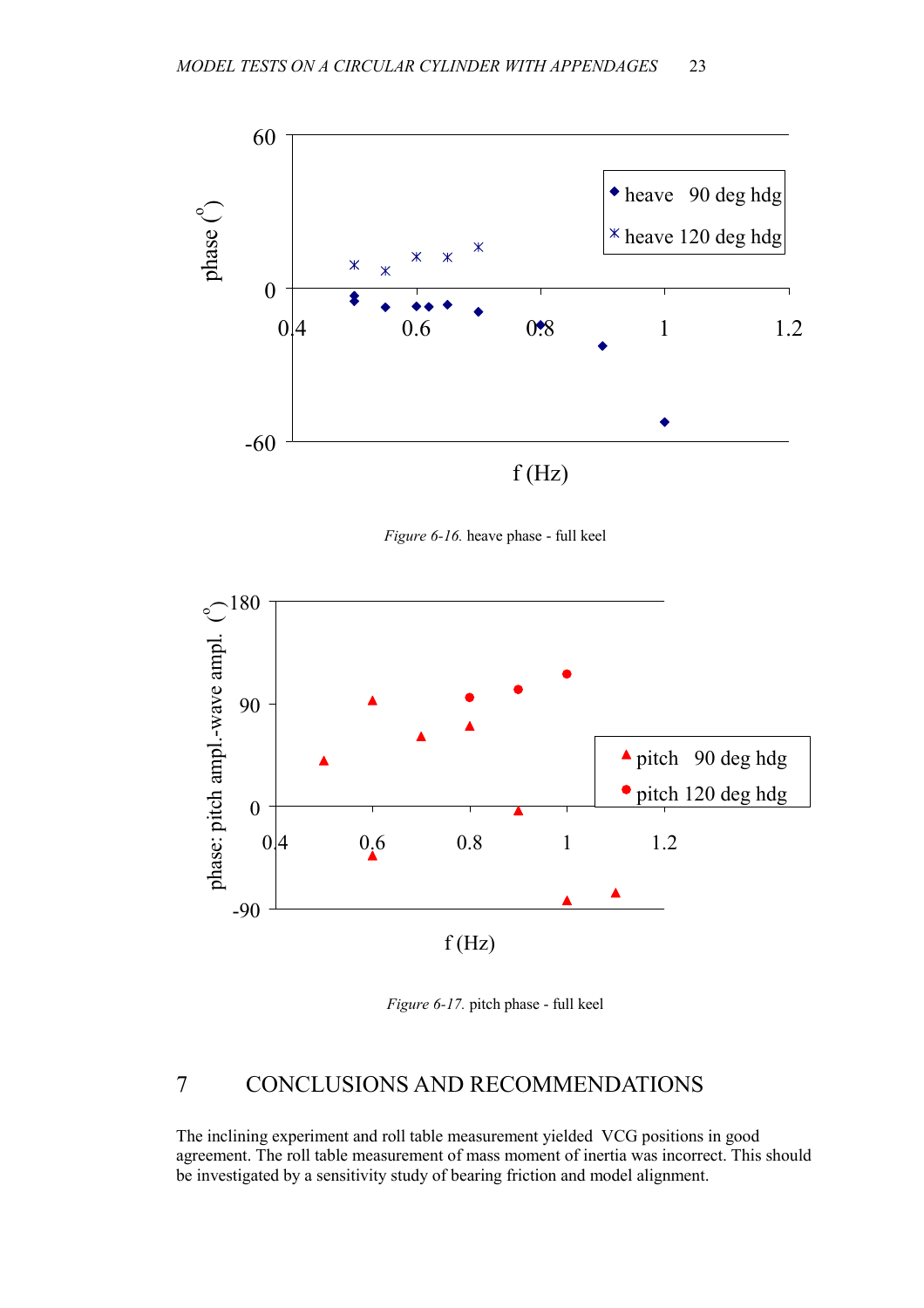*Figure 6-16.* heave phase - full keel

*Figure 6-17.* pitch phase - full keel

## 7 CONCLUSIONS AND RECOMMENDATIONS

The inclining experiment and roll table measurement yielded VCG positions in good agreement. The roll table measurement of mass moment of inertia was incorrect. This should be investigated by a sensitivity study of bearing friction and model alignment.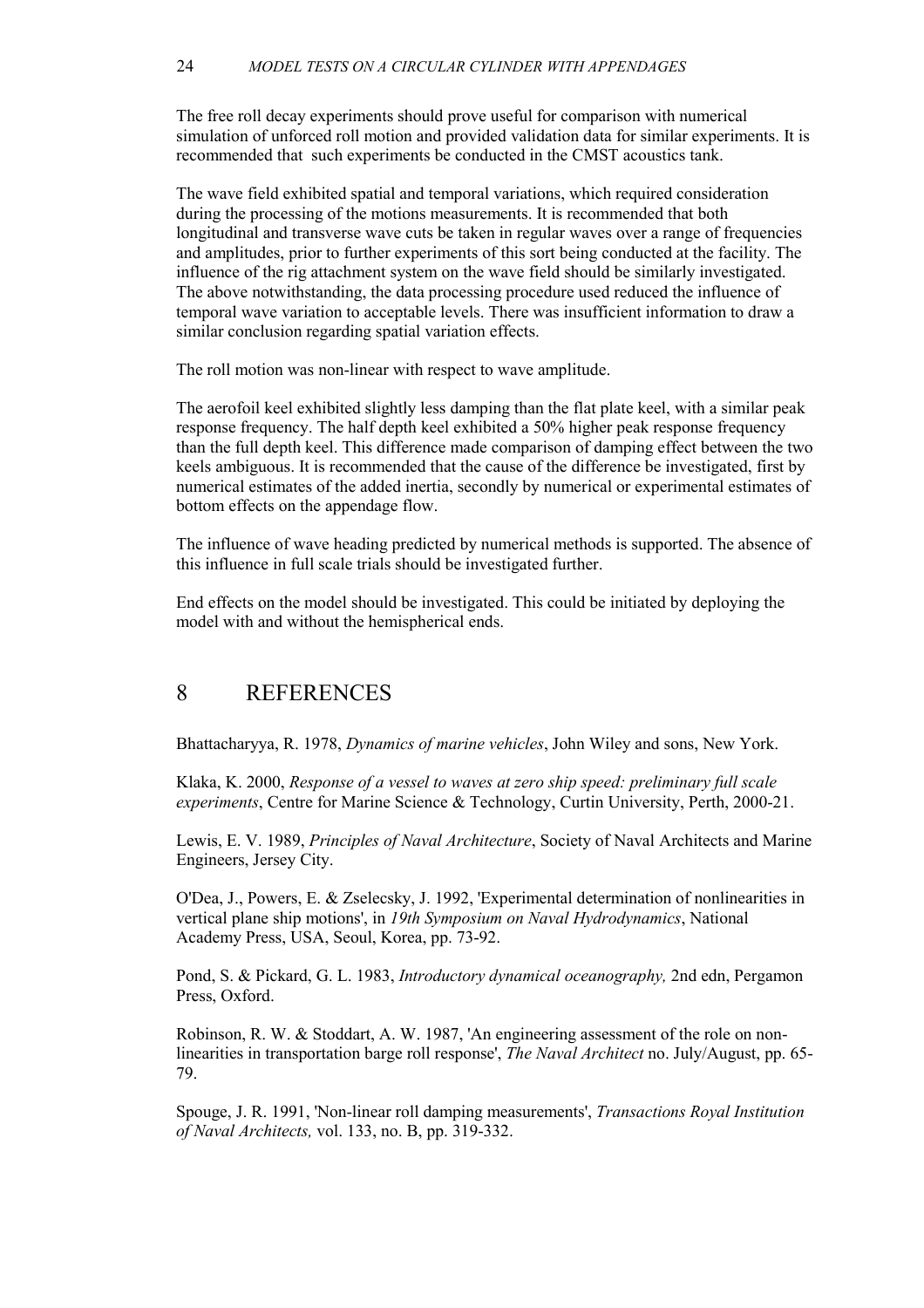The free roll decay experiments should prove useful for comparison with numerical simulation of unforced roll motion and provided validation data for similar experiments. It is recommended that such experiments be conducted in the CMST acoustics tank.

The wave field exhibited spatial and temporal variations, which required consideration during the processing of the motions measurements. It is recommended that both longitudinal and transverse wave cuts be taken in regular waves over a range of frequencies and amplitudes, prior to further experiments of this sort being conducted at the facility. The influence of the rig attachment system on the wave field should be similarly investigated. The above notwithstanding, the data processing procedure used reduced the influence of temporal wave variation to acceptable levels. There was insufficient information to draw a similar conclusion regarding spatial variation effects.

The roll motion was non-linear with respect to wave amplitude.

The aerofoil keel exhibited slightly less damping than the flat plate keel, with a similar peak response frequency. The half depth keel exhibited a 50% higher peak response frequency than the full depth keel. This difference made comparison of damping effect between the two keels ambiguous. It is recommended that the cause of the difference be investigated, first by numerical estimates of the added inertia, secondly by numerical or experimental estimates of bottom effects on the appendage flow.

The influence of wave heading predicted by numerical methods is supported. The absence of this influence in full scale trials should be investigated further.

End effects on the model should be investigated. This could be initiated by deploying the model with and without the hemispherical ends.

# 8 REFERENCES

Bhattacharyya, R. 1978, *Dynamics of marine vehicles*, John Wiley and sons, New York.

Klaka, K. 2000, *Response of a vessel to waves at zero ship speed: preliminary full scale experiments*, Centre for Marine Science & Technology, Curtin University, Perth, 2000-21.

Lewis, E. V. 1989, *Principles of Naval Architecture*, Society of Naval Architects and Marine Engineers, Jersey City.

O'Dea, J., Powers, E. & Zselecsky, J. 1992, 'Experimental determination of nonlinearities in vertical plane ship motions', in *19th Symposium on Naval Hydrodynamics*, National Academy Press, USA, Seoul, Korea, pp. 73-92.

Pond, S. & Pickard, G. L. 1983, *Introductory dynamical oceanography,* 2nd edn, Pergamon Press, Oxford.

Robinson, R. W. & Stoddart, A. W. 1987, 'An engineering assessment of the role on non-linearities in transportation barge roll response', *The Naval Architect* no. July/August, pp. 65-79.

Spouge, J. R. 1991, 'Non-linear roll damping measurements', *Transactions Royal Institution of Naval Architects,* vol. 133, no. B, pp. 319-332.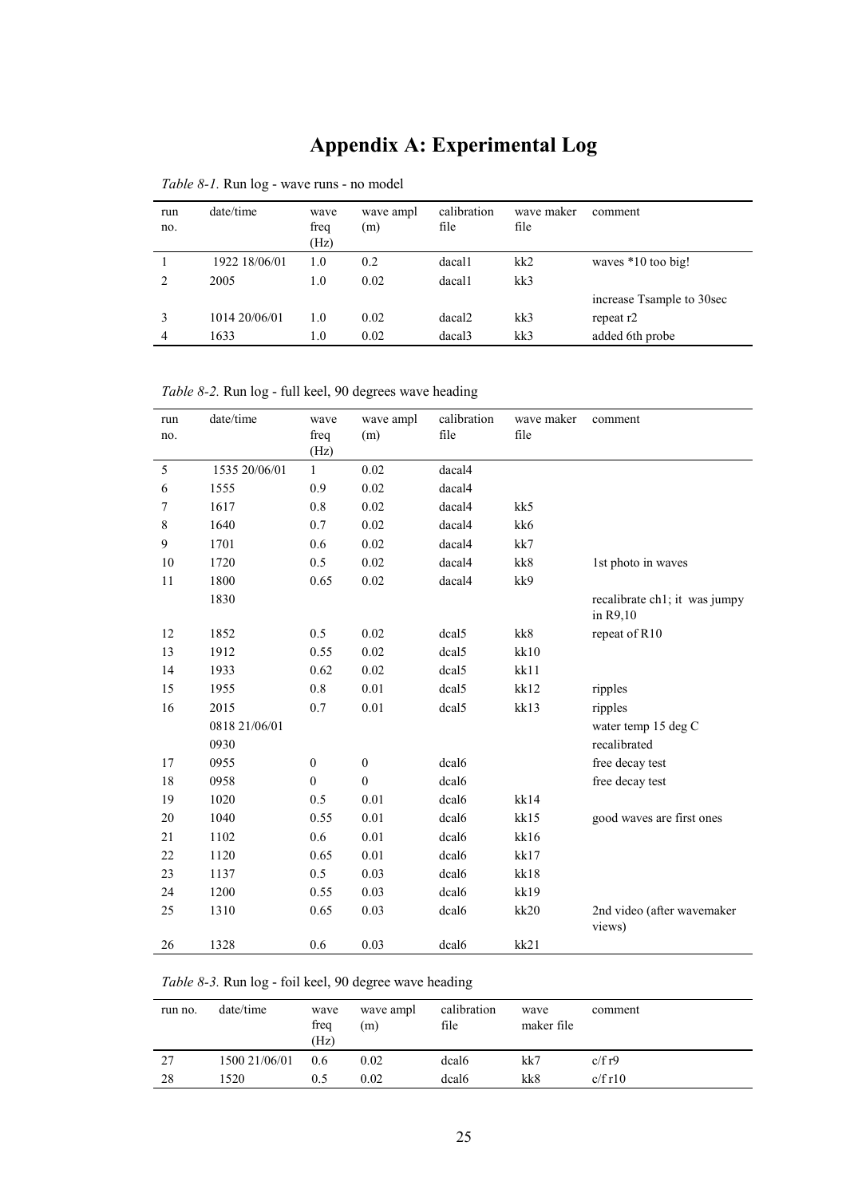# Appendix A: Experimental Log

*Table 8-1.* Run log - wave runs - no model

| run no. | date/time | wave freq (Hz) | wave ampl (m) | calibration file | wave maker file | comment |
|---|---|---|---|---|---|---|
| 1 | 1922 18/06/01 | 1.0 | 0.2 | dacal1 | kk2 | waves *10 too big! |
| 2 | 2005 | 1.0 | 0.02 | dacal1 | kk3 | |
| | | | | | | increase Tsample to 30sec |
| 3 | 1014 20/06/01 | 1.0 | 0.02 | dacal2 | kk3 | repeat r2 |
| 4 | 1633 | 1.0 | 0.02 | dacal3 | kk3 | added 6th probe |

*Table 8-2.* Run log - full keel, 90 degrees wave heading

| run no. | date/time | wave freq (Hz) | wave ampl (m) | calibration file | wave maker file | comment |
|---|---|---|---|---|---|---|
| 5 | 1535 20/06/01 | 1 | 0.02 | dacal4 | | |
| 6 | 1555 | 0.9 | 0.02 | dacal4 | | |
| 7 | 1617 | 0.8 | 0.02 | dacal4 | kk5 | |
| 8 | 1640 | 0.7 | 0.02 | dacal4 | kk6 | |
| 9 | 1701 | 0.6 | 0.02 | dacal4 | kk7 | |
| 10 | 1720 | 0.5 | 0.02 | dacal4 | kk8 | 1st photo in waves |
| 11 | 1800 | 0.65 | 0.02 | dacal4 | kk9 | |
| | 1830 | | | | | recalibrate ch1; it was jumpy in R9,10 |
| 12 | 1852 | 0.5 | 0.02 | dcal5 | kk8 | repeat of R10 |
| 13 | 1912 | 0.55 | 0.02 | dcal5 | kk10 | |
| 14 | 1933 | 0.62 | 0.02 | dcal5 | kk11 | |
| 15 | 1955 | 0.8 | 0.01 | dcal5 | kk12 | ripples |
| 16 | 2015 | 0.7 | 0.01 | dcal5 | kk13 | ripples |
| | 0818 21/06/01 | | | | | water temp 15 deg C |
| | 0930 | | | | | recalibrated |
| 17 | 0955 | 0 | 0 | dcal6 | | free decay test |
| 18 | 0958 | 0 | 0 | dcal6 | | free decay test |
| 19 | 1020 | 0.5 | 0.01 | dcal6 | kk14 | |
| 20 | 1040 | 0.55 | 0.01 | dcal6 | kk15 | good waves are first ones |
| 21 | 1102 | 0.6 | 0.01 | dcal6 | kk16 | |
| 22 | 1120 | 0.65 | 0.01 | dcal6 | kk17 | |
| 23 | 1137 | 0.5 | 0.03 | dcal6 | kk18 | |
| 24 | 1200 | 0.55 | 0.03 | dcal6 | kk19 | |
| 25 | 1310 | 0.65 | 0.03 | dcal6 | kk20 | 2nd video (after wavemaker views) |
| 26 | 1328 | 0.6 | 0.03 | dcal6 | kk21 | |

*Table 8-3.* Run log - foil keel, 90 degree wave heading

| run no. | date/time | wave freq (Hz) | wave ampl (m) | calibration file | wave maker file | comment |
|---|---|---|---|---|---|---|
| 27 | 1500 21/06/01 | 0.6 | 0.02 | dcal6 | kk7 | c/f r9 |
| 28 | 1520 | 0.5 | 0.02 | dcal6 | kk8 | c/f r10 |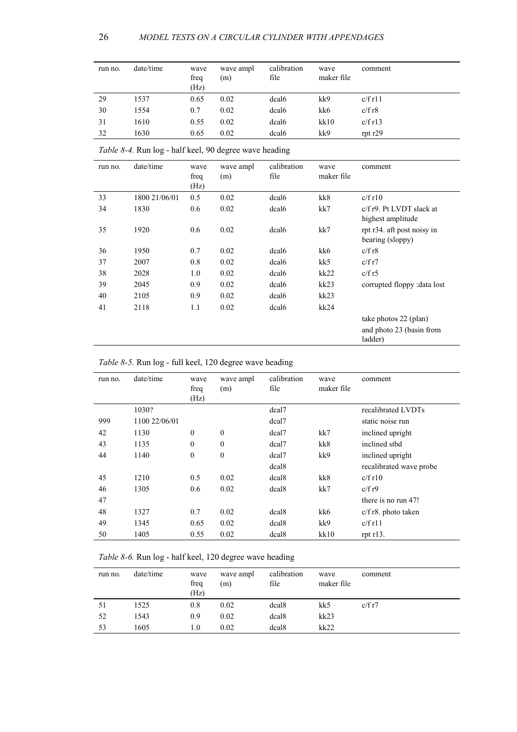| run no. | date/time | wave freq (Hz) | wave ampl (m) | calibration file | wave maker file | comment |
|---|---|---|---|---|---|---|
| 29 | 1537 | 0.65 | 0.02 | dcal6 | kk9 | c/f r11 |
| 30 | 1554 | 0.7 | 0.02 | dcal6 | kk6 | c/f r8 |
| 31 | 1610 | 0.55 | 0.02 | dcal6 | kk10 | c/f r13 |
| 32 | 1630 | 0.65 | 0.02 | dcal6 | kk9 | rpt r29 |

*Table 8-4.* Run log - half keel, 90 degree wave heading

| run no. | date/time | wave freq (Hz) | wave ampl (m) | calibration file | wave maker file | comment |
|---|---|---|---|---|---|---|
| 33 | 1800 21/06/01 | 0.5 | 0.02 | dcal6 | kk8 | c/f r10 |
| 34 | 1830 | 0.6 | 0.02 | dcal6 | kk7 | c/f r9. Pt LVDT slack at highest amplitude |
| 35 | 1920 | 0.6 | 0.02 | dcal6 | kk7 | rpt r34. aft post noisy in bearing (sloppy) |
| 36 | 1950 | 0.7 | 0.02 | dcal6 | kk6 | c/f r8 |
| 37 | 2007 | 0.8 | 0.02 | dcal6 | kk5 | c/f r7 |
| 38 | 2028 | 1.0 | 0.02 | dcal6 | kk22 | c/f r5 |
| 39 | 2045 | 0.9 | 0.02 | dcal6 | kk23 | corrupted floppy :data lost |
| 40 | 2105 | 0.9 | 0.02 | dcal6 | kk23 | |
| 41 | 2118 | 1.1 | 0.02 | dcal6 | kk24 | |
| | | | | | | take photos 22 (plan) and photo 23 (basin from ladder) |

*Table 8-5.* Run log - full keel, 120 degree wave heading

| run no. | date/time | wave freq (Hz) | wave ampl (m) | calibration file | wave maker file | comment |
|---|---|---|---|---|---|---|
| | 1030? | | | dcal7 | | recalibrated LVDTs |
| 999 | 1100 22/06/01 | | | dcal7 | | static noise run |
| 42 | 1130 | 0 | 0 | dcal7 | kk7 | inclined upright |
| 43 | 1135 | 0 | 0 | dcal7 | kk8 | inclined stbd |
| 44 | 1140 | 0 | 0 | dcal7 | kk9 | inclined upright |
| | | | | dcal8 | | recalibrated wave probe |
| 45 | 1210 | 0.5 | 0.02 | dcal8 | kk8 | c/f r10 |
| 46 | 1305 | 0.6 | 0.02 | dcal8 | kk7 | c/f r9 |
| 47 | | | | | | there is no run 47! |
| 48 | 1327 | 0.7 | 0.02 | dcal8 | kk6 | c/f r8. photo taken |
| 49 | 1345 | 0.65 | 0.02 | dcal8 | kk9 | c/f r11 |
| 50 | 1405 | 0.55 | 0.02 | dcal8 | kk10 | rpt r13. |

*Table 8-6.* Run log - half keel, 120 degree wave heading

| run no. | date/time | wave freq (Hz) | wave ampl (m) | calibration file | wave maker file | comment |
|---|---|---|---|---|---|---|
| 51 | 1525 | 0.8 | 0.02 | dcal8 | kk5 | c/f r7 |
| 52 | 1543 | 0.9 | 0.02 | dcal8 | kk23 | |
| 53 | 1605 | 1.0 | 0.02 | dcal8 | kk22 | |